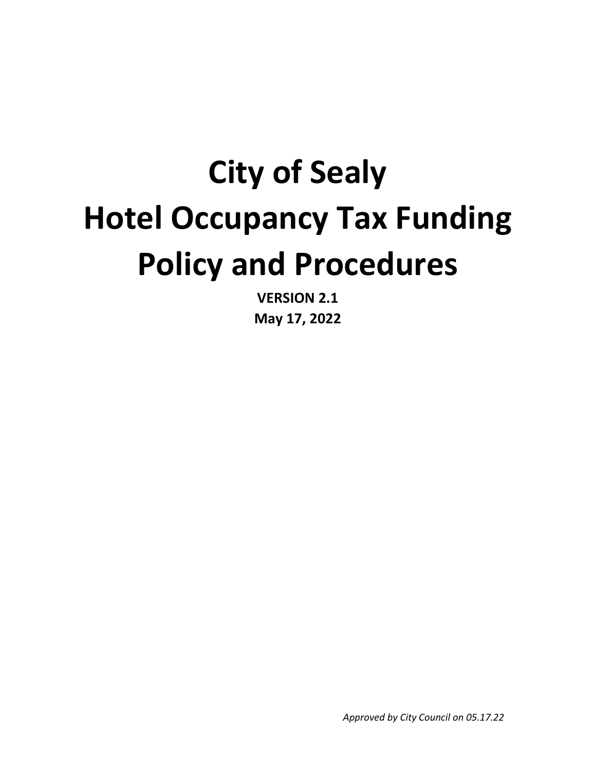# City of Sealy
# Hotel Occupancy Tax Funding
# Policy and Procedures

**VERSION 2.1**
**May 17, 2022**

*Approved by City Council on 05.17.22*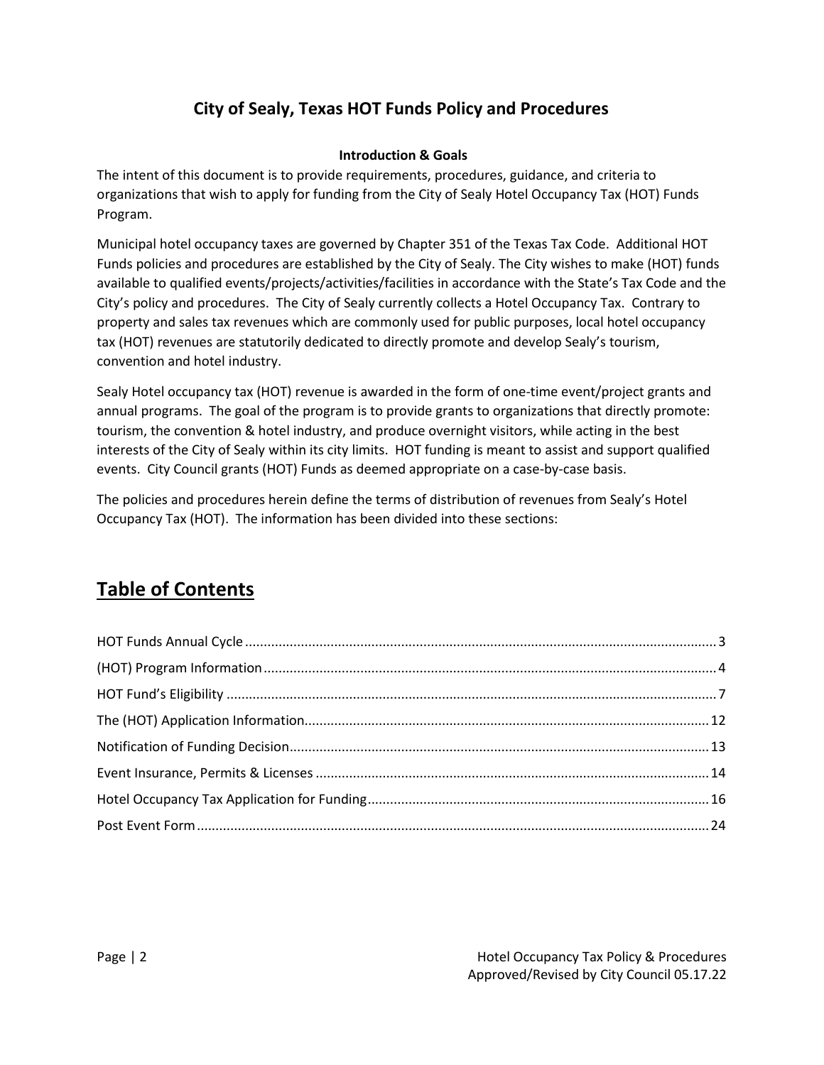# City of Sealy, Texas HOT Funds Policy and Procedures

### Introduction & Goals

The intent of this document is to provide requirements, procedures, guidance, and criteria to organizations that wish to apply for funding from the City of Sealy Hotel Occupancy Tax (HOT) Funds Program.

Municipal hotel occupancy taxes are governed by Chapter 351 of the Texas Tax Code. Additional HOT Funds policies and procedures are established by the City of Sealy. The City wishes to make (HOT) funds available to qualified events/projects/activities/facilities in accordance with the State's Tax Code and the City's policy and procedures. The City of Sealy currently collects a Hotel Occupancy Tax. Contrary to property and sales tax revenues which are commonly used for public purposes, local hotel occupancy tax (HOT) revenues are statutorily dedicated to directly promote and develop Sealy's tourism, convention and hotel industry.

Sealy Hotel occupancy tax (HOT) revenue is awarded in the form of one-time event/project grants and annual programs. The goal of the program is to provide grants to organizations that directly promote: tourism, the convention & hotel industry, and produce overnight visitors, while acting in the best interests of the City of Sealy within its city limits. HOT funding is meant to assist and support qualified events. City Council grants (HOT) Funds as deemed appropriate on a case-by-case basis.

The policies and procedures herein define the terms of distribution of revenues from Sealy's Hotel Occupancy Tax (HOT). The information has been divided into these sections:

## Table of Contents

- HOT Funds Annual Cycle ........ 3
- (HOT) Program Information ........ 4
- HOT Fund's Eligibility ........ 7
- The (HOT) Application Information ........ 12
- Notification of Funding Decision ........ 13
- Event Insurance, Permits & Licenses ........ 14
- Hotel Occupancy Tax Application for Funding ........ 16
- Post Event Form ........ 24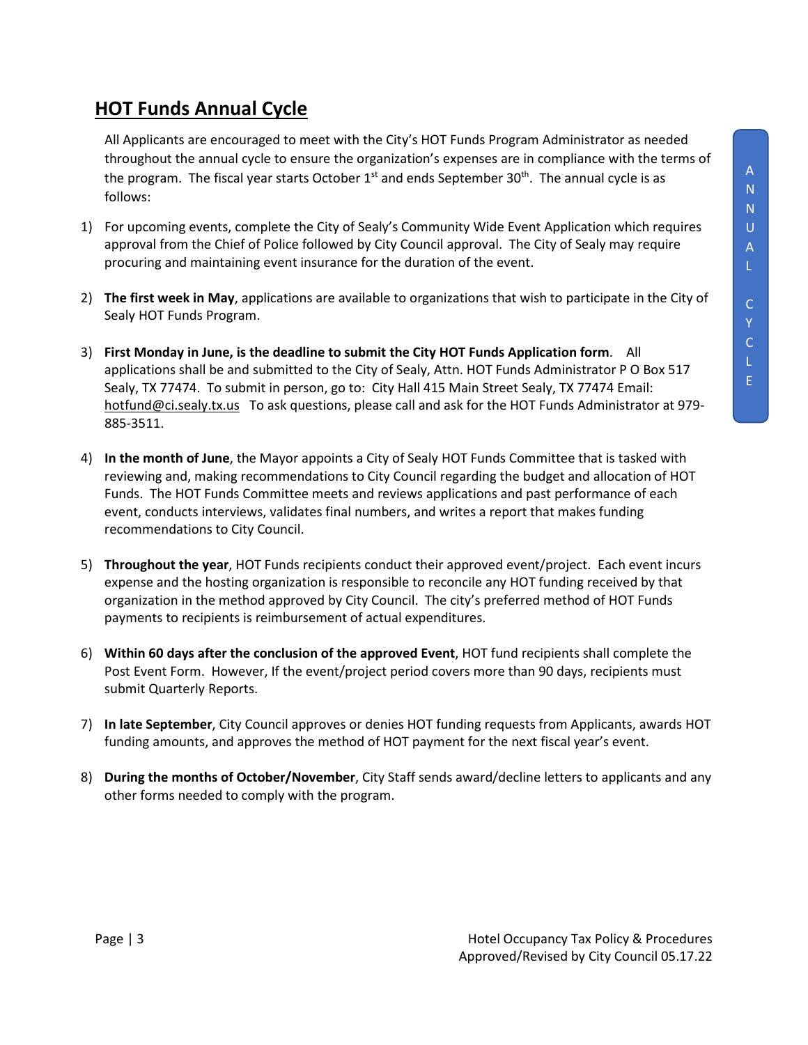## HOT Funds Annual Cycle

All Applicants are encouraged to meet with the City's HOT Funds Program Administrator as needed throughout the annual cycle to ensure the organization's expenses are in compliance with the terms of the program. The fiscal year starts October 1st and ends September 30th. The annual cycle is as follows:

1) For upcoming events, complete the City of Sealy's Community Wide Event Application which requires approval from the Chief of Police followed by City Council approval. The City of Sealy may require procuring and maintaining event insurance for the duration of the event.

2) **The first week in May**, applications are available to organizations that wish to participate in the City of Sealy HOT Funds Program.

3) **First Monday in June, is the deadline to submit the City HOT Funds Application form**. All applications shall be and submitted to the City of Sealy, Attn. HOT Funds Administrator P O Box 517 Sealy, TX 77474. To submit in person, go to: City Hall 415 Main Street Sealy, TX 77474 Email: hotfund@ci.sealy.tx.us To ask questions, please call and ask for the HOT Funds Administrator at 979-885-3511.

4) **In the month of June**, the Mayor appoints a City of Sealy HOT Funds Committee that is tasked with reviewing and, making recommendations to City Council regarding the budget and allocation of HOT Funds. The HOT Funds Committee meets and reviews applications and past performance of each event, conducts interviews, validates final numbers, and writes a report that makes funding recommendations to City Council.

5) **Throughout the year**, HOT Funds recipients conduct their approved event/project. Each event incurs expense and the hosting organization is responsible to reconcile any HOT funding received by that organization in the method approved by City Council. The city's preferred method of HOT Funds payments to recipients is reimbursement of actual expenditures.

6) **Within 60 days after the conclusion of the approved Event**, HOT fund recipients shall complete the Post Event Form. However, If the event/project period covers more than 90 days, recipients must submit Quarterly Reports.

7) **In late September**, City Council approves or denies HOT funding requests from Applicants, awards HOT funding amounts, and approves the method of HOT payment for the next fiscal year's event.

8) **During the months of October/November**, City Staff sends award/decline letters to applicants and any other forms needed to comply with the program.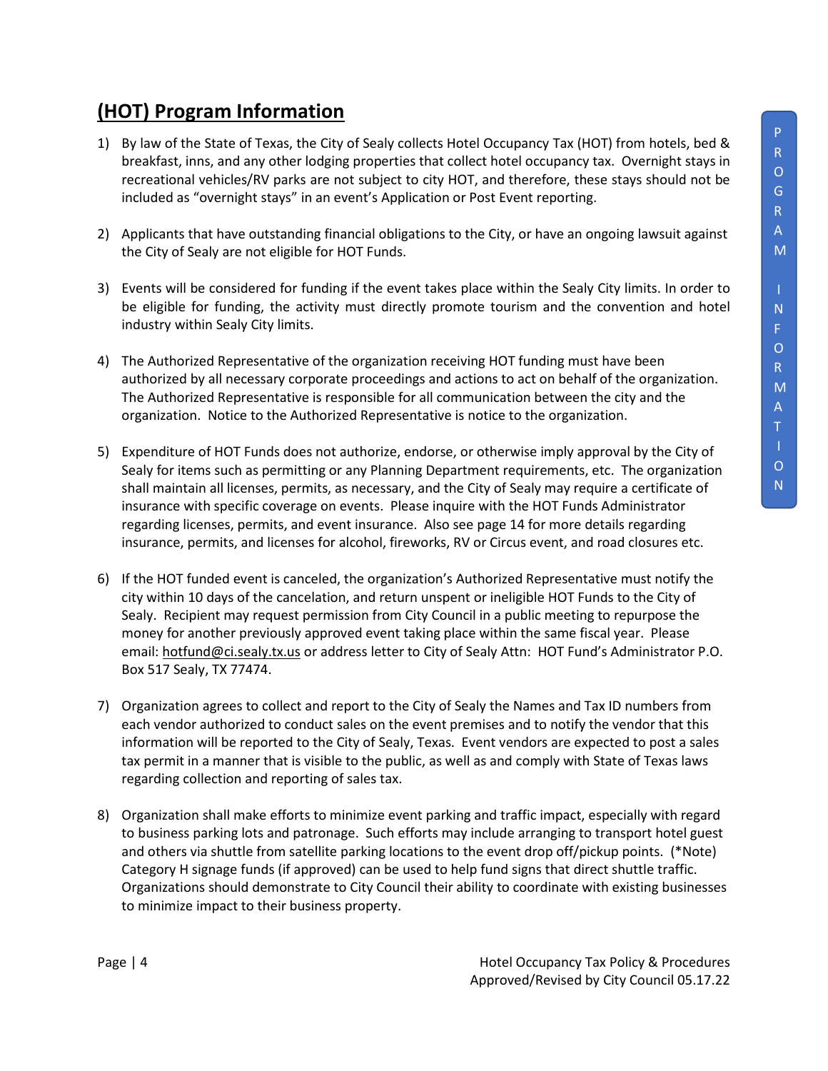## (HOT) Program Information

1) By law of the State of Texas, the City of Sealy collects Hotel Occupancy Tax (HOT) from hotels, bed & breakfast, inns, and any other lodging properties that collect hotel occupancy tax. Overnight stays in recreational vehicles/RV parks are not subject to city HOT, and therefore, these stays should not be included as "overnight stays" in an event's Application or Post Event reporting.

2) Applicants that have outstanding financial obligations to the City, or have an ongoing lawsuit against the City of Sealy are not eligible for HOT Funds.

3) Events will be considered for funding if the event takes place within the Sealy City limits. In order to be eligible for funding, the activity must directly promote tourism and the convention and hotel industry within Sealy City limits.

4) The Authorized Representative of the organization receiving HOT funding must have been authorized by all necessary corporate proceedings and actions to act on behalf of the organization. The Authorized Representative is responsible for all communication between the city and the organization. Notice to the Authorized Representative is notice to the organization.

5) Expenditure of HOT Funds does not authorize, endorse, or otherwise imply approval by the City of Sealy for items such as permitting or any Planning Department requirements, etc. The organization shall maintain all licenses, permits, as necessary, and the City of Sealy may require a certificate of insurance with specific coverage on events. Please inquire with the HOT Funds Administrator regarding licenses, permits, and event insurance. Also see page 14 for more details regarding insurance, permits, and licenses for alcohol, fireworks, RV or Circus event, and road closures etc.

6) If the HOT funded event is canceled, the organization's Authorized Representative must notify the city within 10 days of the cancelation, and return unspent or ineligible HOT Funds to the City of Sealy. Recipient may request permission from City Council in a public meeting to repurpose the money for another previously approved event taking place within the same fiscal year. Please email: hotfund@ci.sealy.tx.us or address letter to City of Sealy Attn: HOT Fund's Administrator P.O. Box 517 Sealy, TX 77474.

7) Organization agrees to collect and report to the City of Sealy the Names and Tax ID numbers from each vendor authorized to conduct sales on the event premises and to notify the vendor that this information will be reported to the City of Sealy, Texas. Event vendors are expected to post a sales tax permit in a manner that is visible to the public, as well as and comply with State of Texas laws regarding collection and reporting of sales tax.

8) Organization shall make efforts to minimize event parking and traffic impact, especially with regard to business parking lots and patronage. Such efforts may include arranging to transport hotel guest and others via shuttle from satellite parking locations to the event drop off/pickup points. (*Note) Category H signage funds (if approved) can be used to help fund signs that direct shuttle traffic. Organizations should demonstrate to City Council their ability to coordinate with existing businesses to minimize impact to their business property.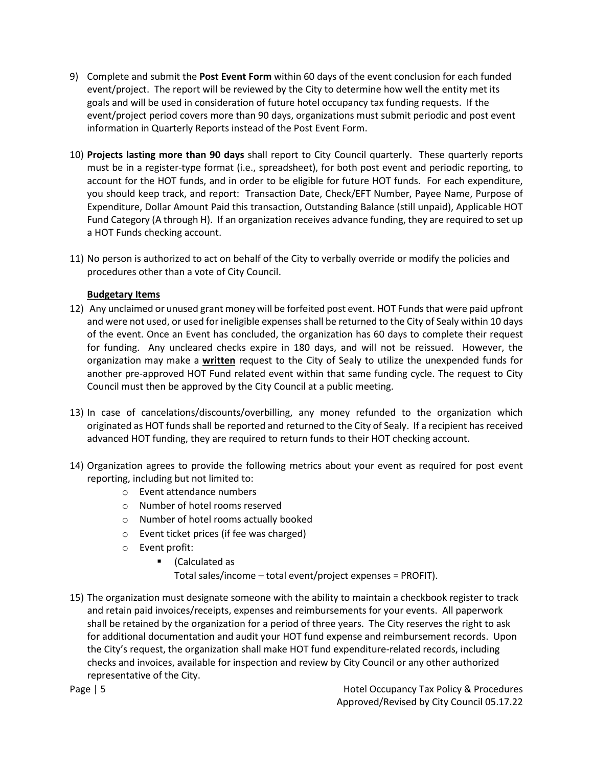9) Complete and submit the **Post Event Form** within 60 days of the event conclusion for each funded event/project. The report will be reviewed by the City to determine how well the entity met its goals and will be used in consideration of future hotel occupancy tax funding requests. If the event/project period covers more than 90 days, organizations must submit periodic and post event information in Quarterly Reports instead of the Post Event Form.

10) **Projects lasting more than 90 days** shall report to City Council quarterly. These quarterly reports must be in a register-type format (i.e., spreadsheet), for both post event and periodic reporting, to account for the HOT funds, and in order to be eligible for future HOT funds. For each expenditure, you should keep track, and report: Transaction Date, Check/EFT Number, Payee Name, Purpose of Expenditure, Dollar Amount Paid this transaction, Outstanding Balance (still unpaid), Applicable HOT Fund Category (A through H). If an organization receives advance funding, they are required to set up a HOT Funds checking account.

11) No person is authorized to act on behalf of the City to verbally override or modify the policies and procedures other than a vote of City Council.

**Budgetary Items**

12) Any unclaimed or unused grant money will be forfeited post event. HOT Funds that were paid upfront and were not used, or used for ineligible expenses shall be returned to the City of Sealy within 10 days of the event. Once an Event has concluded, the organization has 60 days to complete their request for funding. Any uncleared checks expire in 180 days, and will not be reissued. However, the organization may make a **written** request to the City of Sealy to utilize the unexpended funds for another pre-approved HOT Fund related event within that same funding cycle. The request to City Council must then be approved by the City Council at a public meeting.

13) In case of cancelations/discounts/overbilling, any money refunded to the organization which originated as HOT funds shall be reported and returned to the City of Sealy. If a recipient has received advanced HOT funding, they are required to return funds to their HOT checking account.

14) Organization agrees to provide the following metrics about your event as required for post event reporting, including but not limited to:
    - Event attendance numbers
    - Number of hotel rooms reserved
    - Number of hotel rooms actually booked
    - Event ticket prices (if fee was charged)
    - Event profit:
        - (Calculated as
          Total sales/income – total event/project expenses = PROFIT).

15) The organization must designate someone with the ability to maintain a checkbook register to track and retain paid invoices/receipts, expenses and reimbursements for your events. All paperwork shall be retained by the organization for a period of three years. The City reserves the right to ask for additional documentation and audit your HOT fund expense and reimbursement records. Upon the City's request, the organization shall make HOT fund expenditure-related records, including checks and invoices, available for inspection and review by City Council or any other authorized representative of the City.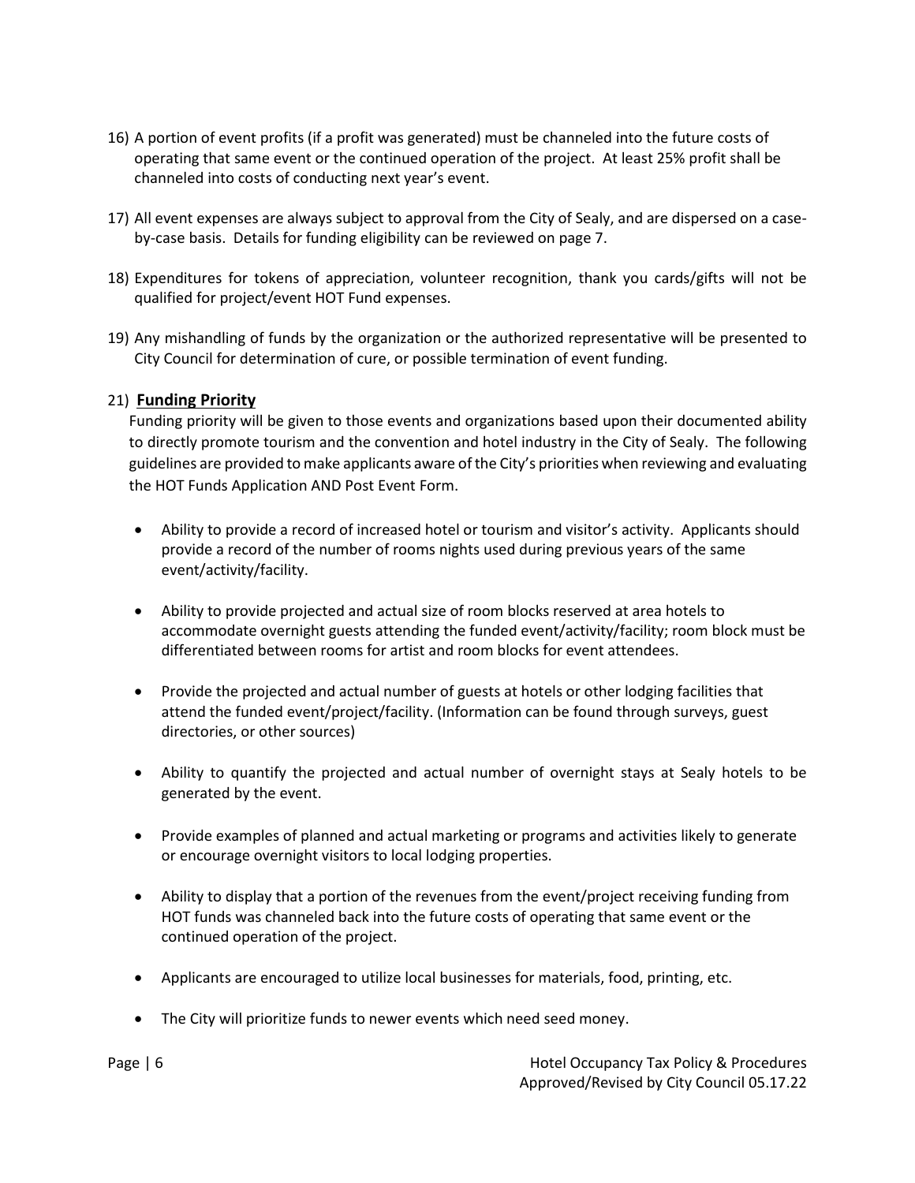16) A portion of event profits (if a profit was generated) must be channeled into the future costs of operating that same event or the continued operation of the project. At least 25% profit shall be channeled into costs of conducting next year's event.

17) All event expenses are always subject to approval from the City of Sealy, and are dispersed on a case-by-case basis. Details for funding eligibility can be reviewed on page 7.

18) Expenditures for tokens of appreciation, volunteer recognition, thank you cards/gifts will not be qualified for project/event HOT Fund expenses.

19) Any mishandling of funds by the organization or the authorized representative will be presented to City Council for determination of cure, or possible termination of event funding.

21) **Funding Priority**

Funding priority will be given to those events and organizations based upon their documented ability to directly promote tourism and the convention and hotel industry in the City of Sealy. The following guidelines are provided to make applicants aware of the City's priorities when reviewing and evaluating the HOT Funds Application AND Post Event Form.

- Ability to provide a record of increased hotel or tourism and visitor's activity. Applicants should provide a record of the number of rooms nights used during previous years of the same event/activity/facility.
- Ability to provide projected and actual size of room blocks reserved at area hotels to accommodate overnight guests attending the funded event/activity/facility; room block must be differentiated between rooms for artist and room blocks for event attendees.
- Provide the projected and actual number of guests at hotels or other lodging facilities that attend the funded event/project/facility. (Information can be found through surveys, guest directories, or other sources)
- Ability to quantify the projected and actual number of overnight stays at Sealy hotels to be generated by the event.
- Provide examples of planned and actual marketing or programs and activities likely to generate or encourage overnight visitors to local lodging properties.
- Ability to display that a portion of the revenues from the event/project receiving funding from HOT funds was channeled back into the future costs of operating that same event or the continued operation of the project.
- Applicants are encouraged to utilize local businesses for materials, food, printing, etc.
- The City will prioritize funds to newer events which need seed money.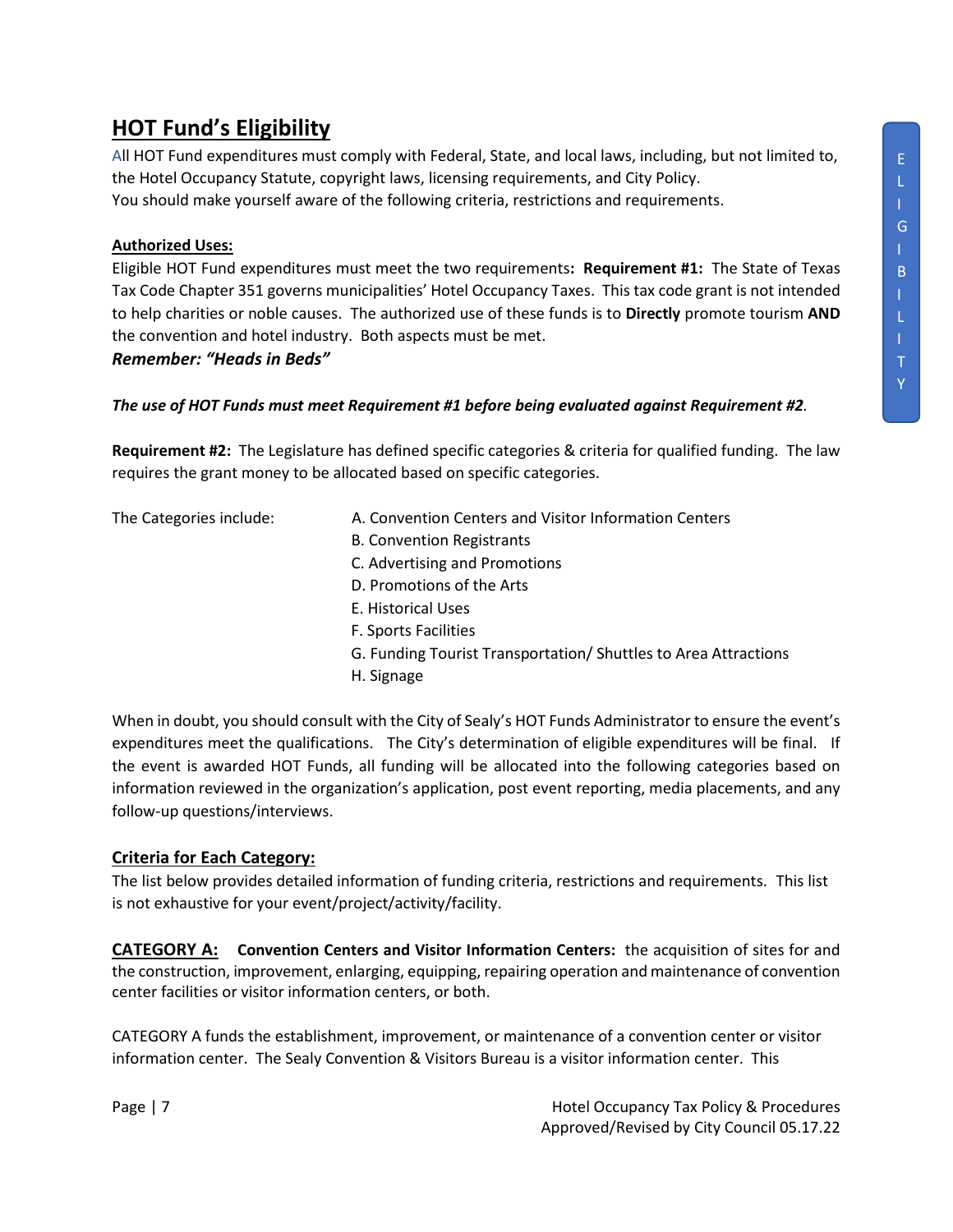## HOT Fund's Eligibility

All HOT Fund expenditures must comply with Federal, State, and local laws, including, but not limited to, the Hotel Occupancy Statute, copyright laws, licensing requirements, and City Policy.
You should make yourself aware of the following criteria, restrictions and requirements.

### Authorized Uses:

Eligible HOT Fund expenditures must meet the two requirements**:** **Requirement #1:** The State of Texas Tax Code Chapter 351 governs municipalities' Hotel Occupancy Taxes. This tax code grant is not intended to help charities or noble causes. The authorized use of these funds is to **Directly** promote tourism **AND** the convention and hotel industry. Both aspects must be met.

***Remember: "Heads in Beds"***

***The use of HOT Funds must meet Requirement #1 before being evaluated against Requirement #2.***

**Requirement #2:** The Legislature has defined specific categories & criteria for qualified funding. The law requires the grant money to be allocated based on specific categories.

The Categories include:

- A. Convention Centers and Visitor Information Centers
- B. Convention Registrants
- C. Advertising and Promotions
- D. Promotions of the Arts
- E. Historical Uses
- F. Sports Facilities
- G. Funding Tourist Transportation/ Shuttles to Area Attractions
- H. Signage

When in doubt, you should consult with the City of Sealy's HOT Funds Administrator to ensure the event's expenditures meet the qualifications. The City's determination of eligible expenditures will be final. If the event is awarded HOT Funds, all funding will be allocated into the following categories based on information reviewed in the organization's application, post event reporting, media placements, and any follow-up questions/interviews.

### Criteria for Each Category:

The list below provides detailed information of funding criteria, restrictions and requirements. This list is not exhaustive for your event/project/activity/facility.

**CATEGORY A: Convention Centers and Visitor Information Centers:** the acquisition of sites for and the construction, improvement, enlarging, equipping, repairing operation and maintenance of convention center facilities or visitor information centers, or both.

CATEGORY A funds the establishment, improvement, or maintenance of a convention center or visitor information center. The Sealy Convention & Visitors Bureau is a visitor information center. This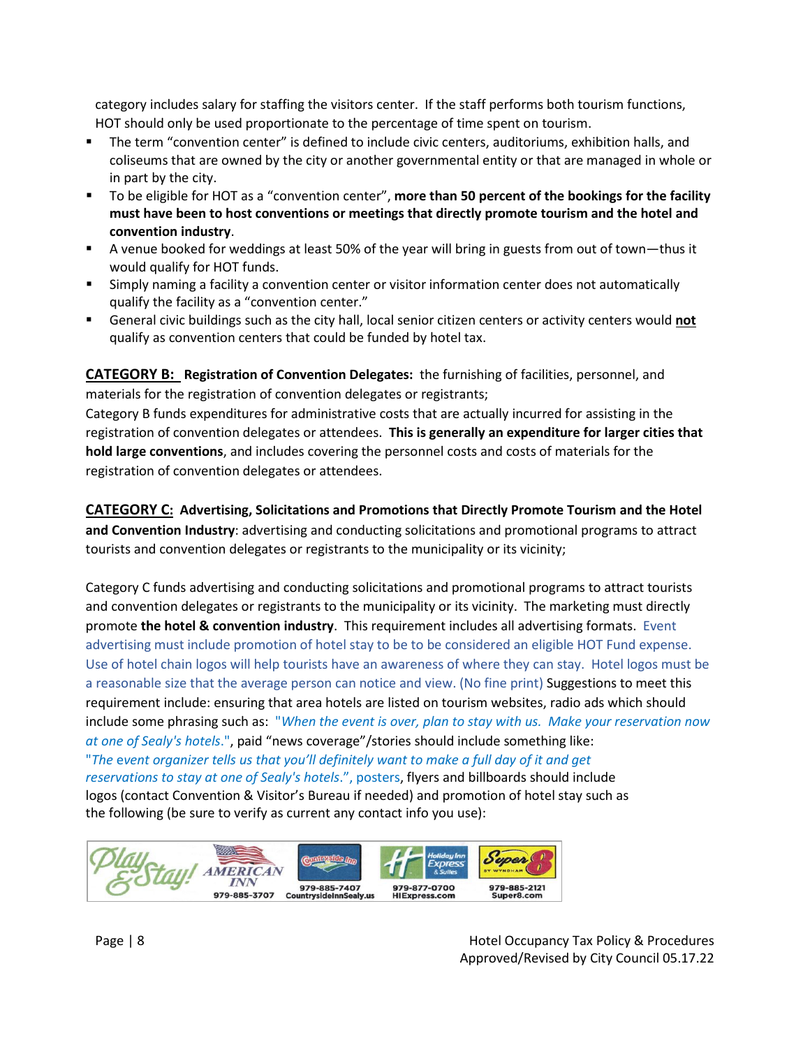category includes salary for staffing the visitors center. If the staff performs both tourism functions, HOT should only be used proportionate to the percentage of time spent on tourism.

- The term "convention center" is defined to include civic centers, auditoriums, exhibition halls, and coliseums that are owned by the city or another governmental entity or that are managed in whole or in part by the city.
- To be eligible for HOT as a "convention center", **more than 50 percent of the bookings for the facility must have been to host conventions or meetings that directly promote tourism and the hotel and convention industry**.
- A venue booked for weddings at least 50% of the year will bring in guests from out of town—thus it would qualify for HOT funds.
- Simply naming a facility a convention center or visitor information center does not automatically qualify the facility as a "convention center."
- General civic buildings such as the city hall, local senior citizen centers or activity centers would **not** qualify as convention centers that could be funded by hotel tax.

**CATEGORY B: Registration of Convention Delegates:** the furnishing of facilities, personnel, and materials for the registration of convention delegates or registrants;
Category B funds expenditures for administrative costs that are actually incurred for assisting in the registration of convention delegates or attendees. **This is generally an expenditure for larger cities that hold large conventions**, and includes covering the personnel costs and costs of materials for the registration of convention delegates or attendees.

**CATEGORY C: Advertising, Solicitations and Promotions that Directly Promote Tourism and the Hotel and Convention Industry**: advertising and conducting solicitations and promotional programs to attract tourists and convention delegates or registrants to the municipality or its vicinity;

Category C funds advertising and conducting solicitations and promotional programs to attract tourists and convention delegates or registrants to the municipality or its vicinity. The marketing must directly promote **the hotel & convention industry**. This requirement includes all advertising formats. Event advertising must include promotion of hotel stay to be to be considered an eligible HOT Fund expense. Use of hotel chain logos will help tourists have an awareness of where they can stay. Hotel logos must be a reasonable size that the average person can notice and view. (No fine print) Suggestions to meet this requirement include: ensuring that area hotels are listed on tourism websites, radio ads which should include some phrasing such as: *"When the event is over, plan to stay with us. Make your reservation now at one of Sealy's hotels."*, paid "news coverage"/stories should include something like: *"The event organizer tells us that you'll definitely want to make a full day of it and get reservations to stay at one of Sealy's hotels."*, posters, flyers and billboards should include logos (contact Convention & Visitor's Bureau if needed) and promotion of hotel stay such as the following (be sure to verify as current any contact info you use):

Play & Stay! | American Inn 979-885-3707 | Countryside Inn 979-885-7407 CountrysideInnSealy.us | Holiday Inn Express & Suites 979-877-0700 HIExpress.com | Super 8 by Wyndham 979-885-2121 Super8.com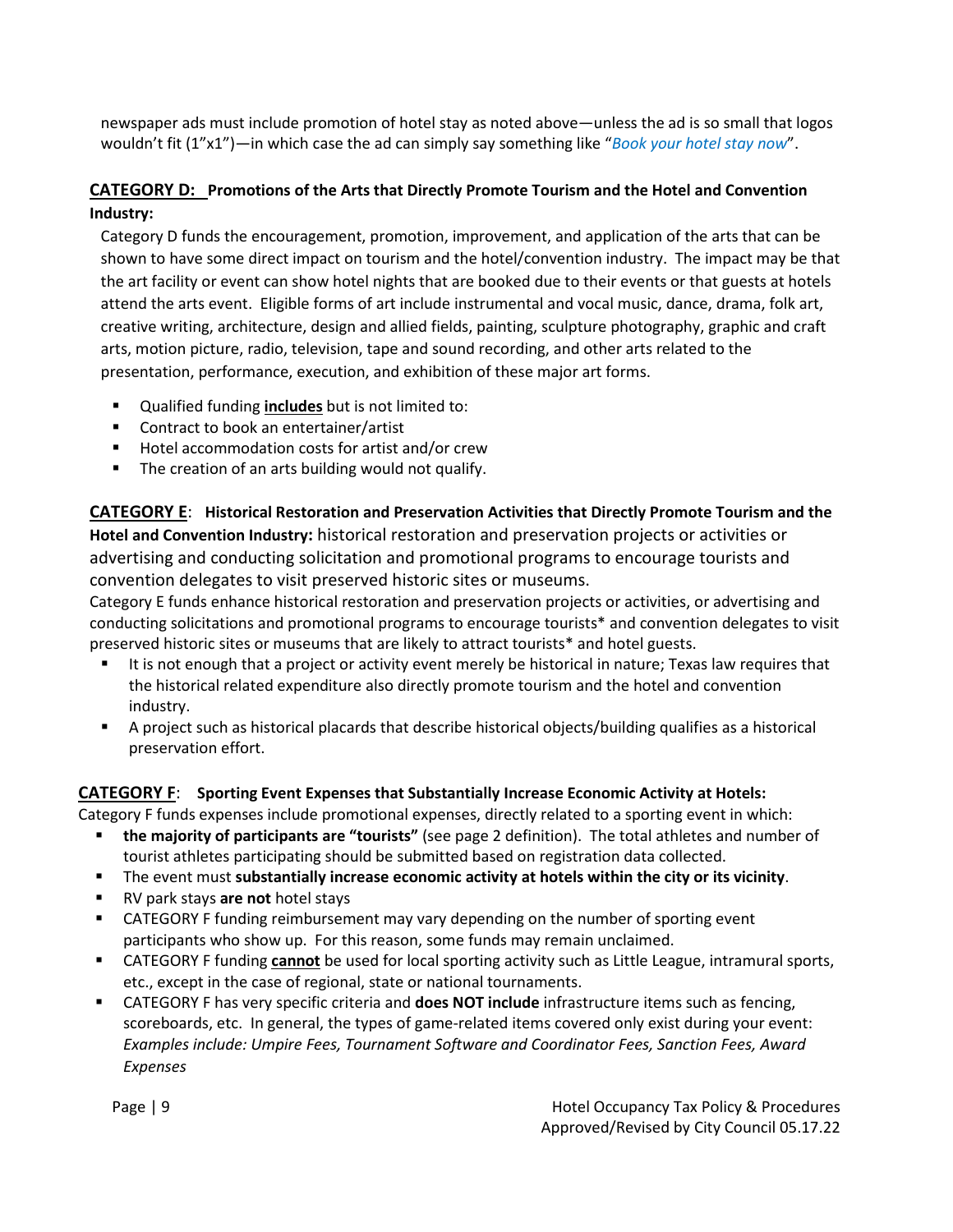newspaper ads must include promotion of hotel stay as noted above—unless the ad is so small that logos wouldn't fit (1"x1")—in which case the ad can simply say something like "*Book your hotel stay now*".

### **CATEGORY D: Promotions of the Arts that Directly Promote Tourism and the Hotel and Convention Industry:**

Category D funds the encouragement, promotion, improvement, and application of the arts that can be shown to have some direct impact on tourism and the hotel/convention industry. The impact may be that the art facility or event can show hotel nights that are booked due to their events or that guests at hotels attend the arts event. Eligible forms of art include instrumental and vocal music, dance, drama, folk art, creative writing, architecture, design and allied fields, painting, sculpture photography, graphic and craft arts, motion picture, radio, television, tape and sound recording, and other arts related to the presentation, performance, execution, and exhibition of these major art forms.

- Qualified funding **includes** but is not limited to:
- Contract to book an entertainer/artist
- Hotel accommodation costs for artist and/or crew
- The creation of an arts building would not qualify.

### **CATEGORY E**: **Historical Restoration and Preservation Activities that Directly Promote Tourism and the Hotel and Convention Industry:** historical restoration and preservation projects or activities or advertising and conducting solicitation and promotional programs to encourage tourists and convention delegates to visit preserved historic sites or museums.

Category E funds enhance historical restoration and preservation projects or activities, or advertising and conducting solicitations and promotional programs to encourage tourists* and convention delegates to visit preserved historic sites or museums that are likely to attract tourists* and hotel guests.

- It is not enough that a project or activity event merely be historical in nature; Texas law requires that the historical related expenditure also directly promote tourism and the hotel and convention industry.
- A project such as historical placards that describe historical objects/building qualifies as a historical preservation effort.

### **CATEGORY F**: **Sporting Event Expenses that Substantially Increase Economic Activity at Hotels:**

Category F funds expenses include promotional expenses, directly related to a sporting event in which:

- **the majority of participants are "tourists"** (see page 2 definition). The total athletes and number of tourist athletes participating should be submitted based on registration data collected.
- The event must **substantially increase economic activity at hotels within the city or its vicinity**.
- RV park stays **are not** hotel stays
- CATEGORY F funding reimbursement may vary depending on the number of sporting event participants who show up. For this reason, some funds may remain unclaimed.
- CATEGORY F funding **cannot** be used for local sporting activity such as Little League, intramural sports, etc., except in the case of regional, state or national tournaments.
- CATEGORY F has very specific criteria and **does NOT include** infrastructure items such as fencing, scoreboards, etc. In general, the types of game-related items covered only exist during your event: *Examples include: Umpire Fees, Tournament Software and Coordinator Fees, Sanction Fees, Award Expenses*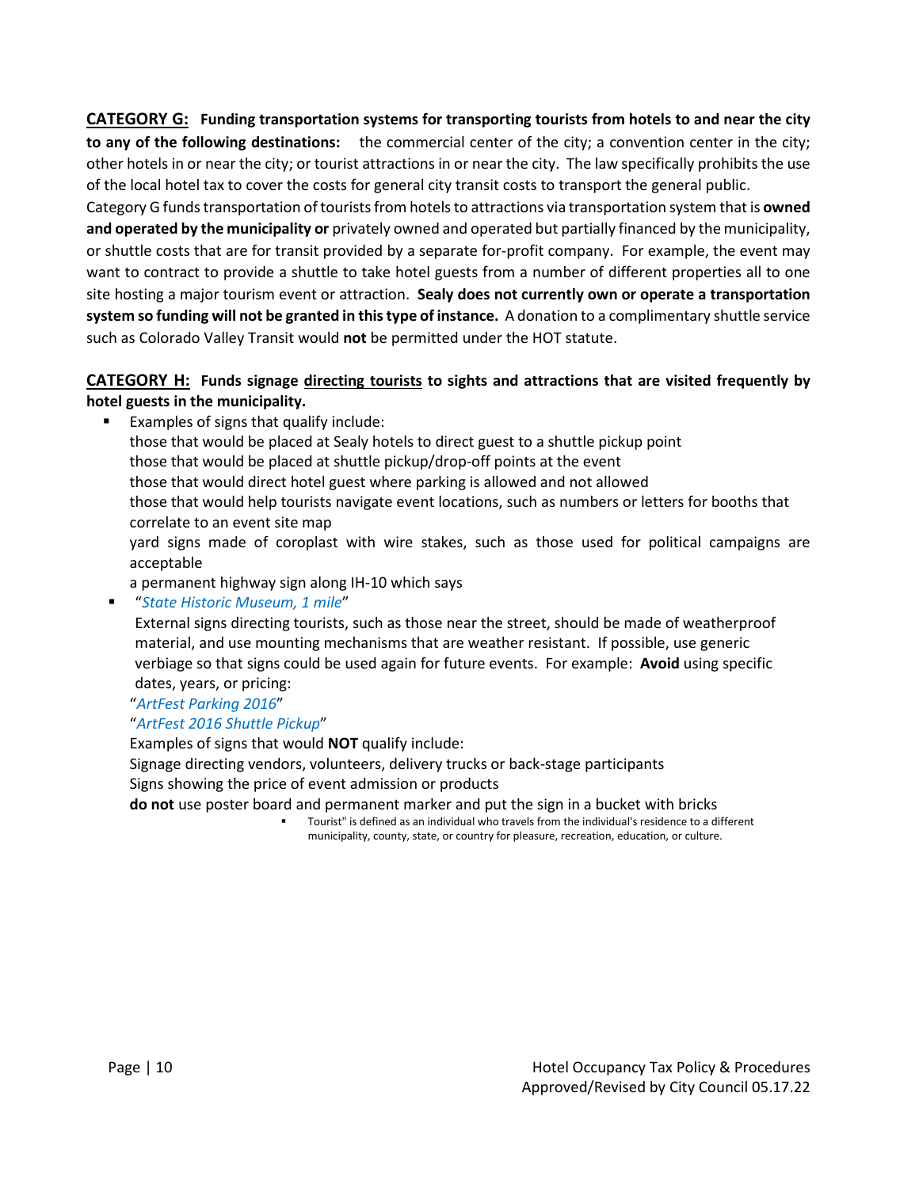**<u>CATEGORY G:</u> Funding transportation systems for transporting tourists from hotels to and near the city to any of the following destinations:** the commercial center of the city; a convention center in the city; other hotels in or near the city; or tourist attractions in or near the city. The law specifically prohibits the use of the local hotel tax to cover the costs for general city transit costs to transport the general public.

Category G funds transportation of tourists from hotels to attractions via transportation system that is **owned and operated by the municipality or** privately owned and operated but partially financed by the municipality, or shuttle costs that are for transit provided by a separate for-profit company. For example, the event may want to contract to provide a shuttle to take hotel guests from a number of different properties all to one site hosting a major tourism event or attraction. **Sealy does not currently own or operate a transportation system so funding will not be granted in this type of instance.** A donation to a complimentary shuttle service such as Colorado Valley Transit would **not** be permitted under the HOT statute.

**<u>CATEGORY H:</u> Funds signage <u>directing tourists</u> to sights and attractions that are visited frequently by hotel guests in the municipality.**

- Examples of signs that qualify include:
  those that would be placed at Sealy hotels to direct guest to a shuttle pickup point
  those that would be placed at shuttle pickup/drop-off points at the event
  those that would direct hotel guest where parking is allowed and not allowed
  those that would help tourists navigate event locations, such as numbers or letters for booths that correlate to an event site map
  yard signs made of coroplast with wire stakes, such as those used for political campaigns are acceptable
  a permanent highway sign along IH-10 which says
- "*State Historic Museum, 1 mile*"
  External signs directing tourists, such as those near the street, should be made of weatherproof material, and use mounting mechanisms that are weather resistant. If possible, use generic verbiage so that signs could be used again for future events. For example: **Avoid** using specific dates, years, or pricing:
  "*ArtFest Parking 2016*"
  "*ArtFest 2016 Shuttle Pickup*"
  Examples of signs that would **NOT** qualify include:
  Signage directing vendors, volunteers, delivery trucks or back-stage participants
  Signs showing the price of event admission or products
  **do not** use poster board and permanent marker and put the sign in a bucket with bricks
  - Tourist" is defined as an individual who travels from the individual's residence to a different municipality, county, state, or country for pleasure, recreation, education, or culture.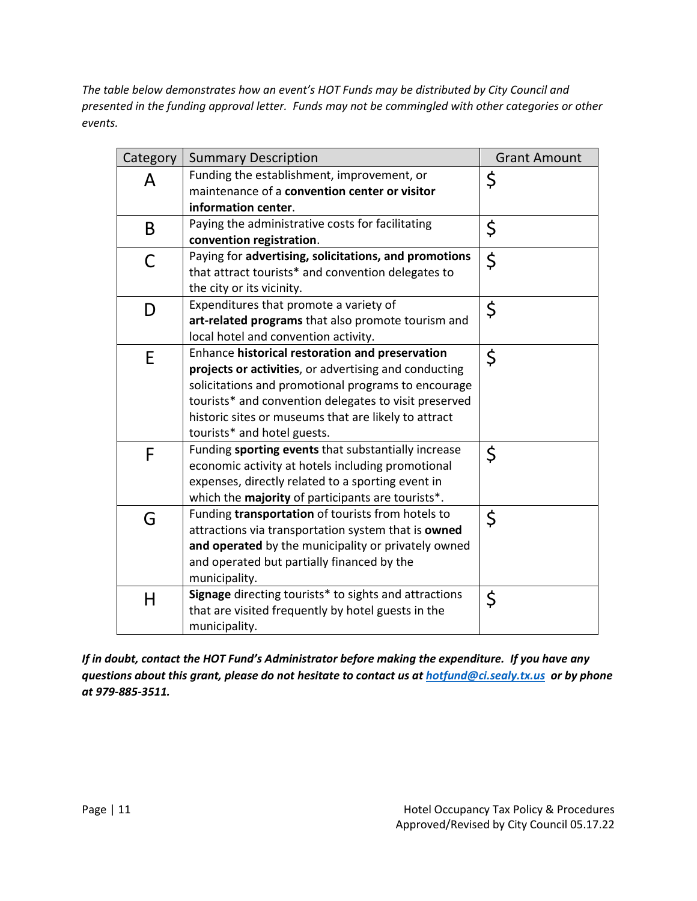*The table below demonstrates how an event's HOT Funds may be distributed by City Council and presented in the funding approval letter. Funds may not be commingled with other categories or other events.*

| Category | Summary Description | Grant Amount |
|---|---|---|
| A | Funding the establishment, improvement, or maintenance of a **convention center or visitor information center**. | $ |
| B | Paying the administrative costs for facilitating **convention registration**. | $ |
| C | Paying for **advertising, solicitations, and promotions** that attract tourists* and convention delegates to the city or its vicinity. | $ |
| D | Expenditures that promote a variety of **art-related programs** that also promote tourism and local hotel and convention activity. | $ |
| E | Enhance **historical restoration and preservation projects or activities**, or advertising and conducting solicitations and promotional programs to encourage tourists* and convention delegates to visit preserved historic sites or museums that are likely to attract tourists* and hotel guests. | $ |
| F | Funding **sporting events** that substantially increase economic activity at hotels including promotional expenses, directly related to a sporting event in which the **majority** of participants are tourists*. | $ |
| G | Funding **transportation** of tourists from hotels to attractions via transportation system that is **owned and operated** by the municipality or privately owned and operated but partially financed by the municipality. | $ |
| H | **Signage** directing tourists* to sights and attractions that are visited frequently by hotel guests in the municipality. | $ |

***If in doubt, contact the HOT Fund's Administrator before making the expenditure. If you have any questions about this grant, please do not hesitate to contact us at [hotfund@ci.sealy.tx.us](mailto:hotfund@ci.sealy.tx.us) or by phone at 979-885-3511.***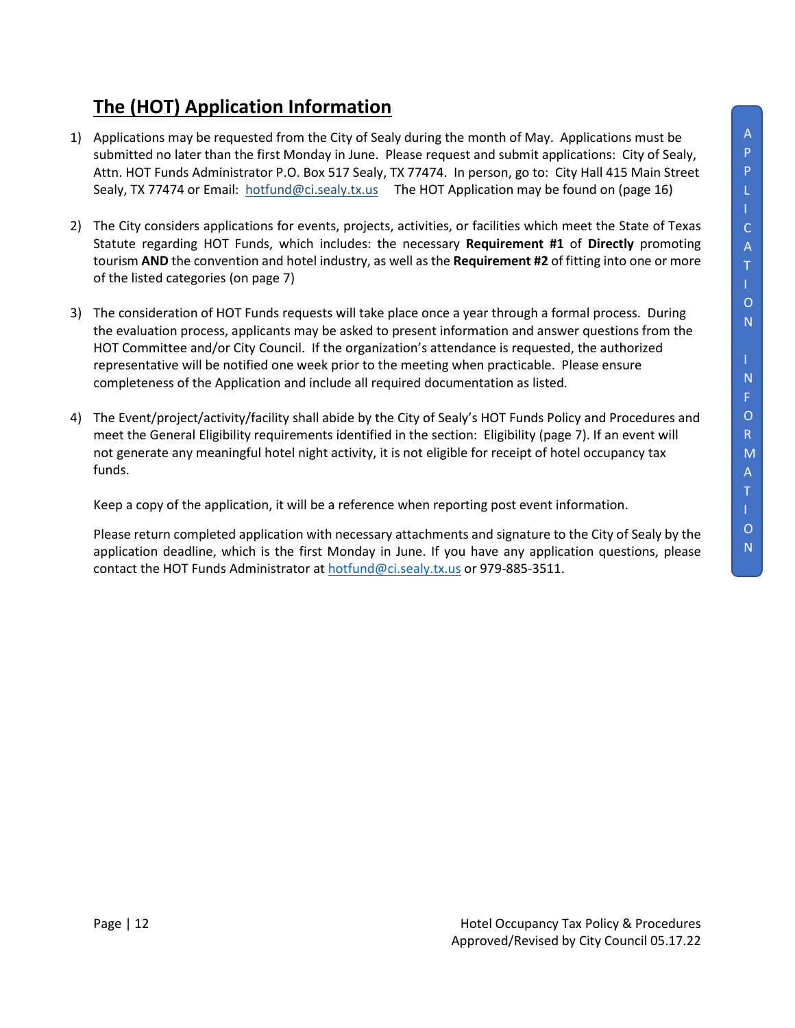## The (HOT) Application Information

1) Applications may be requested from the City of Sealy during the month of May. Applications must be submitted no later than the first Monday in June. Please request and submit applications: City of Sealy, Attn. HOT Funds Administrator P.O. Box 517 Sealy, TX 77474. In person, go to: City Hall 415 Main Street Sealy, TX 77474 or Email: hotfund@ci.sealy.tx.us The HOT Application may be found on (page 16)

2) The City considers applications for events, projects, activities, or facilities which meet the State of Texas Statute regarding HOT Funds, which includes: the necessary **Requirement #1** of **Directly** promoting tourism **AND** the convention and hotel industry, as well as the **Requirement #2** of fitting into one or more of the listed categories (on page 7)

3) The consideration of HOT Funds requests will take place once a year through a formal process. During the evaluation process, applicants may be asked to present information and answer questions from the HOT Committee and/or City Council. If the organization's attendance is requested, the authorized representative will be notified one week prior to the meeting when practicable. Please ensure completeness of the Application and include all required documentation as listed.

4) The Event/project/activity/facility shall abide by the City of Sealy's HOT Funds Policy and Procedures and meet the General Eligibility requirements identified in the section: Eligibility (page 7). If an event will not generate any meaningful hotel night activity, it is not eligible for receipt of hotel occupancy tax funds.

   Keep a copy of the application, it will be a reference when reporting post event information.

   Please return completed application with necessary attachments and signature to the City of Sealy by the application deadline, which is the first Monday in June. If you have any application questions, please contact the HOT Funds Administrator at hotfund@ci.sealy.tx.us or 979-885-3511.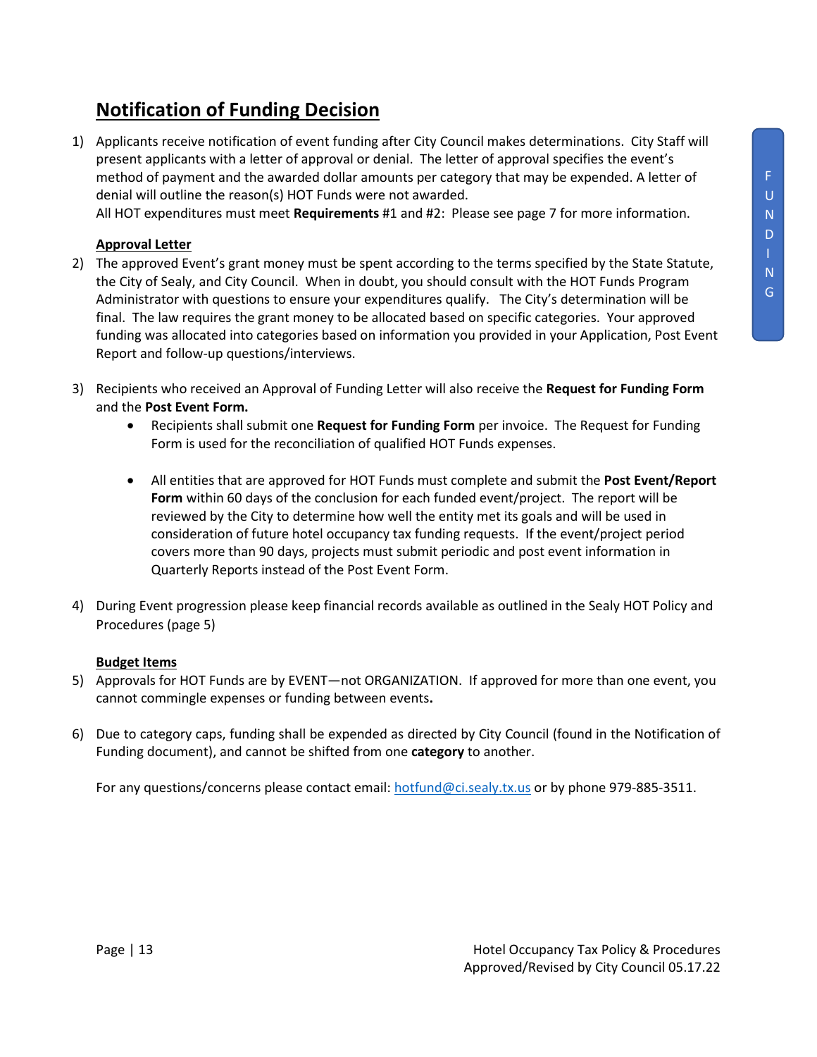## Notification of Funding Decision

1) Applicants receive notification of event funding after City Council makes determinations. City Staff will present applicants with a letter of approval or denial. The letter of approval specifies the event's method of payment and the awarded dollar amounts per category that may be expended. A letter of denial will outline the reason(s) HOT Funds were not awarded.
   All HOT expenditures must meet **Requirements** #1 and #2: Please see page 7 for more information.

   **Approval Letter**

2) The approved Event's grant money must be spent according to the terms specified by the State Statute, the City of Sealy, and City Council. When in doubt, you should consult with the HOT Funds Program Administrator with questions to ensure your expenditures qualify. The City's determination will be final. The law requires the grant money to be allocated based on specific categories. Your approved funding was allocated into categories based on information you provided in your Application, Post Event Report and follow-up questions/interviews.

3) Recipients who received an Approval of Funding Letter will also receive the **Request for Funding Form** and the **Post Event Form.**
   - Recipients shall submit one **Request for Funding Form** per invoice. The Request for Funding Form is used for the reconciliation of qualified HOT Funds expenses.
   - All entities that are approved for HOT Funds must complete and submit the **Post Event/Report Form** within 60 days of the conclusion for each funded event/project. The report will be reviewed by the City to determine how well the entity met its goals and will be used in consideration of future hotel occupancy tax funding requests. If the event/project period covers more than 90 days, projects must submit periodic and post event information in Quarterly Reports instead of the Post Event Form.

4) During Event progression please keep financial records available as outlined in the Sealy HOT Policy and Procedures (page 5)

   **Budget Items**

5) Approvals for HOT Funds are by EVENT—not ORGANIZATION. If approved for more than one event, you cannot commingle expenses or funding between events**.**

6) Due to category caps, funding shall be expended as directed by City Council (found in the Notification of Funding document), and cannot be shifted from one **category** to another.

For any questions/concerns please contact email: hotfund@ci.sealy.tx.us or by phone 979-885-3511.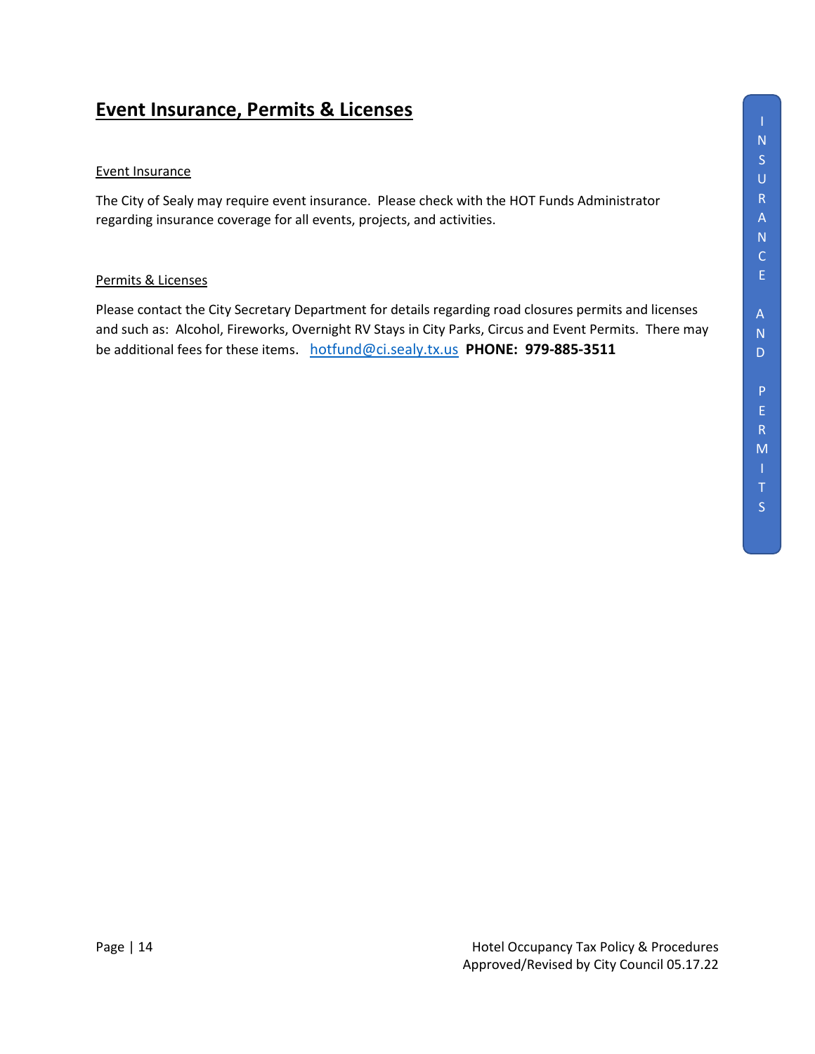# Event Insurance, Permits & Licenses

## Event Insurance

The City of Sealy may require event insurance. Please check with the HOT Funds Administrator regarding insurance coverage for all events, projects, and activities.

## Permits & Licenses

Please contact the City Secretary Department for details regarding road closures permits and licenses and such as: Alcohol, Fireworks, Overnight RV Stays in City Parks, Circus and Event Permits. There may be additional fees for these items. hotfund@ci.sealy.tx.us **PHONE: 979-885-3511**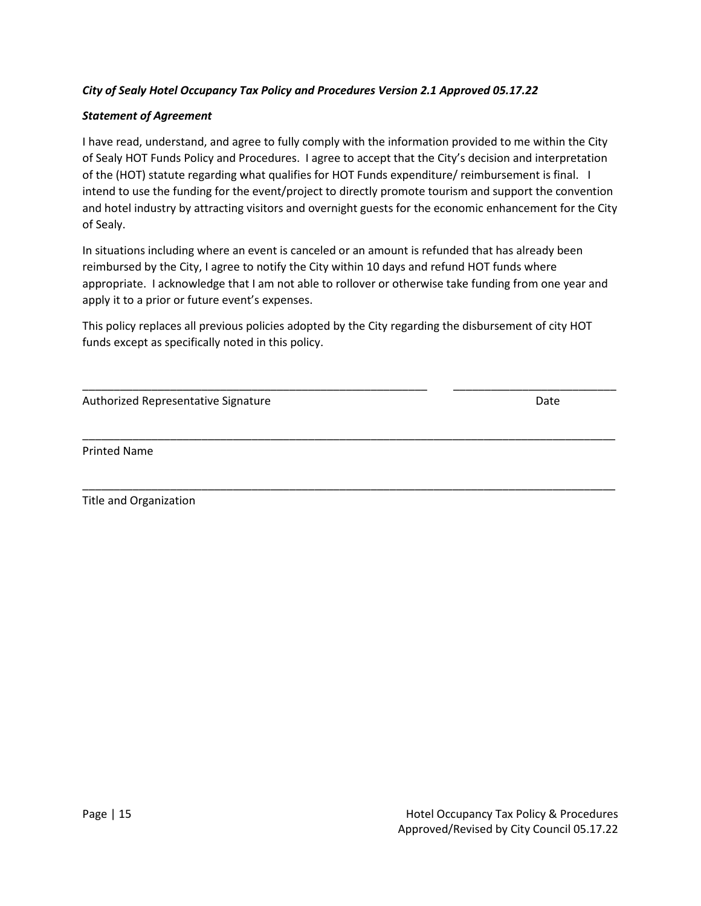***City of Sealy Hotel Occupancy Tax Policy and Procedures Version 2.1 Approved 05.17.22***

***Statement of Agreement***

I have read, understand, and agree to fully comply with the information provided to me within the City of Sealy HOT Funds Policy and Procedures. I agree to accept that the City's decision and interpretation of the (HOT) statute regarding what qualifies for HOT Funds expenditure/ reimbursement is final. I intend to use the funding for the event/project to directly promote tourism and support the convention and hotel industry by attracting visitors and overnight guests for the economic enhancement for the City of Sealy.

In situations including where an event is canceled or an amount is refunded that has already been reimbursed by the City, I agree to notify the City within 10 days and refund HOT funds where appropriate. I acknowledge that I am not able to rollover or otherwise take funding from one year and apply it to a prior or future event's expenses.

This policy replaces all previous policies adopted by the City regarding the disbursement of city HOT funds except as specifically noted in this policy.

_______________________________________________________ &nbsp;&nbsp;&nbsp; _________________________

Authorized Representative Signature &nbsp;&nbsp;&nbsp;&nbsp;&nbsp;&nbsp;&nbsp;&nbsp;&nbsp;&nbsp;&nbsp;&nbsp;&nbsp;&nbsp;&nbsp;&nbsp;&nbsp;&nbsp;&nbsp;&nbsp;&nbsp;&nbsp;&nbsp;&nbsp;&nbsp;&nbsp;&nbsp;&nbsp;&nbsp;&nbsp;&nbsp;&nbsp;&nbsp;&nbsp;&nbsp;&nbsp;&nbsp;&nbsp;&nbsp;&nbsp; Date

___________________________________________________________________________________

Printed Name

___________________________________________________________________________________

Title and Organization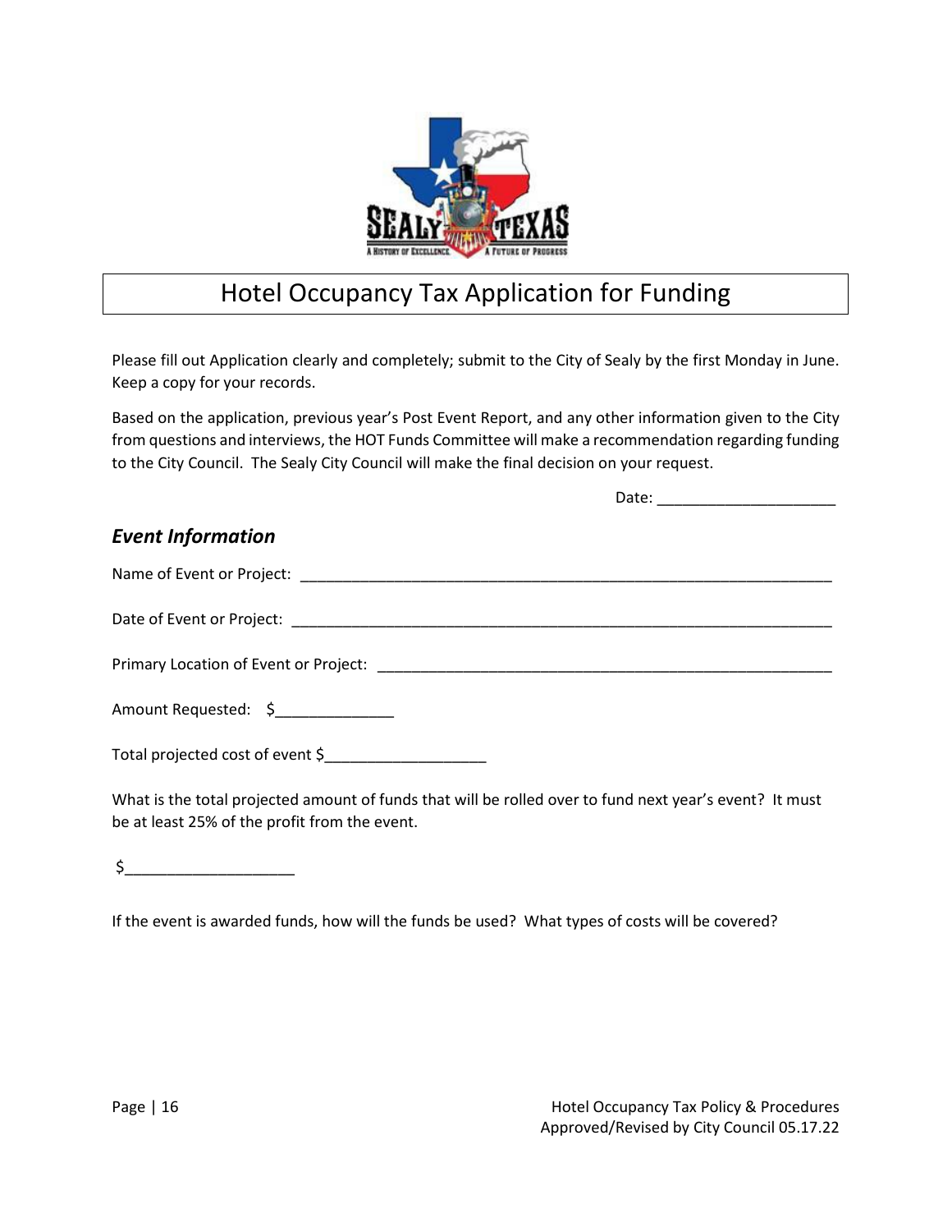# Hotel Occupancy Tax Application for Funding

Please fill out Application clearly and completely; submit to the City of Sealy by the first Monday in June. Keep a copy for your records.

Based on the application, previous year's Post Event Report, and any other information given to the City from questions and interviews, the HOT Funds Committee will make a recommendation regarding funding to the City Council. The Sealy City Council will make the final decision on your request.

Date: ____________________

## *Event Information*

Name of Event or Project: ____________________________________________________________

Date of Event or Project: _____________________________________________________________

Primary Location of Event or Project: ___________________________________________________

Amount Requested: $_____________

Total projected cost of event $__________________

What is the total projected amount of funds that will be rolled over to fund next year's event? It must be at least 25% of the profit from the event.

$__________________

If the event is awarded funds, how will the funds be used? What types of costs will be covered?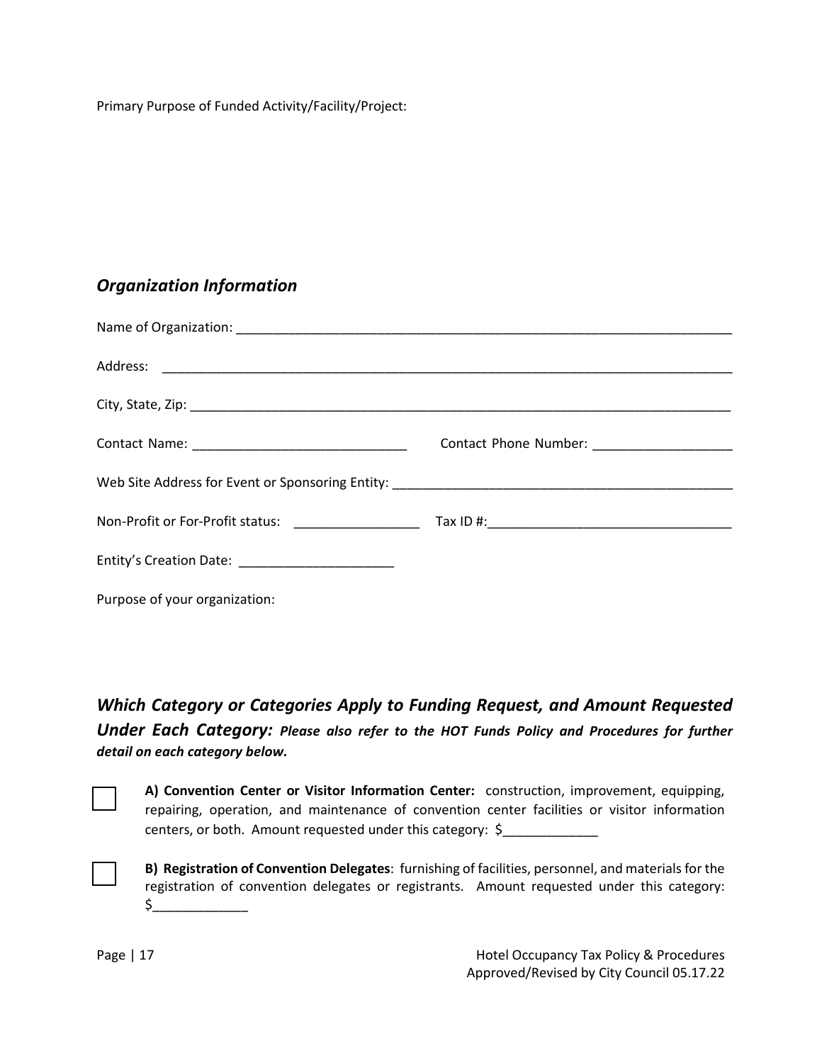Primary Purpose of Funded Activity/Facility/Project:

## *Organization Information*

Name of Organization: ______________________________________________________________________

Address: ______________________________________________________________________________

City, State, Zip: ________________________________________________________________________

Contact Name: _____________________________ Contact Phone Number: ___________________

Web Site Address for Event or Sponsoring Entity: ___________________________________________

Non-Profit or For-Profit status: _________________ Tax ID #:__________________________________

Entity's Creation Date: _____________________

Purpose of your organization:

## *Which Category or Categories Apply to Funding Request, and Amount Requested Under Each Category:* ***Please also refer to the HOT Funds Policy and Procedures for further detail on each category below.***

☐ **A) Convention Center or Visitor Information Center:** construction, improvement, equipping, repairing, operation, and maintenance of convention center facilities or visitor information centers, or both. Amount requested under this category: $_____________

☐ **B) Registration of Convention Delegates**: furnishing of facilities, personnel, and materials for the registration of convention delegates or registrants. Amount requested under this category: $_____________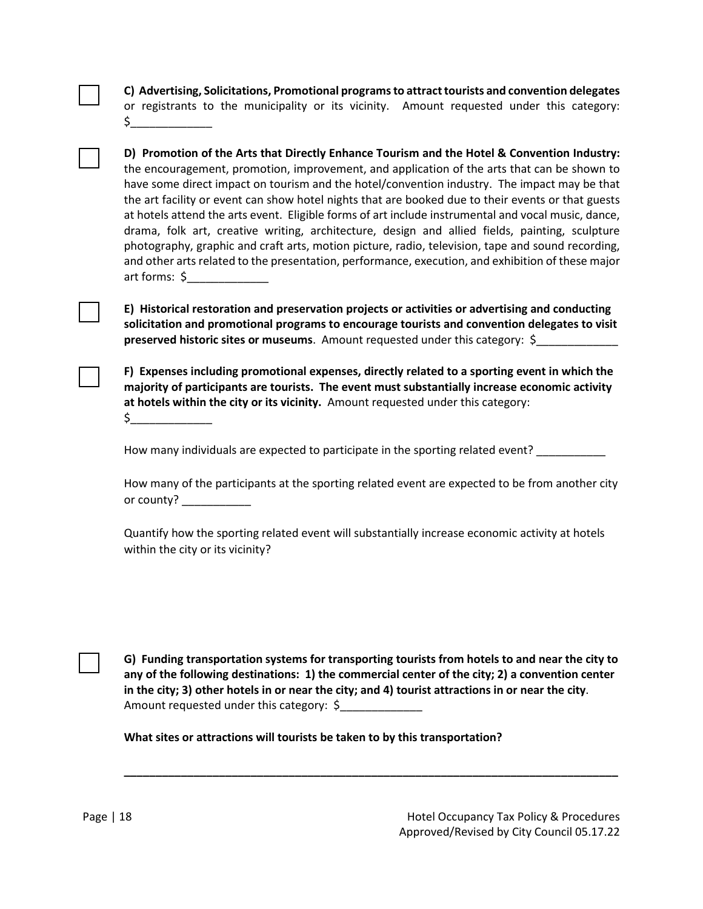☐ **C) Advertising, Solicitations, Promotional programs to attract tourists and convention delegates** or registrants to the municipality or its vicinity. Amount requested under this category: $_____________

☐ **D) Promotion of the Arts that Directly Enhance Tourism and the Hotel & Convention Industry:** the encouragement, promotion, improvement, and application of the arts that can be shown to have some direct impact on tourism and the hotel/convention industry. The impact may be that the art facility or event can show hotel nights that are booked due to their events or that guests at hotels attend the arts event. Eligible forms of art include instrumental and vocal music, dance, drama, folk art, creative writing, architecture, design and allied fields, painting, sculpture photography, graphic and craft arts, motion picture, radio, television, tape and sound recording, and other arts related to the presentation, performance, execution, and exhibition of these major art forms: $_____________

☐ **E) Historical restoration and preservation projects or activities or advertising and conducting solicitation and promotional programs to encourage tourists and convention delegates to visit preserved historic sites or museums**. Amount requested under this category: $_____________

☐ **F) Expenses including promotional expenses, directly related to a sporting event in which the majority of participants are tourists. The event must substantially increase economic activity at hotels within the city or its vicinity.** Amount requested under this category: $_____________

How many individuals are expected to participate in the sporting related event? ___________

How many of the participants at the sporting related event are expected to be from another city or county? ___________

Quantify how the sporting related event will substantially increase economic activity at hotels within the city or its vicinity?

☐ **G) Funding transportation systems for transporting tourists from hotels to and near the city to any of the following destinations: 1) the commercial center of the city; 2) a convention center in the city; 3) other hotels in or near the city; and 4) tourist attractions in or near the city**. Amount requested under this category: $_____________

**What sites or attractions will tourists be taken to by this transportation?**

_______________________________________________________________________________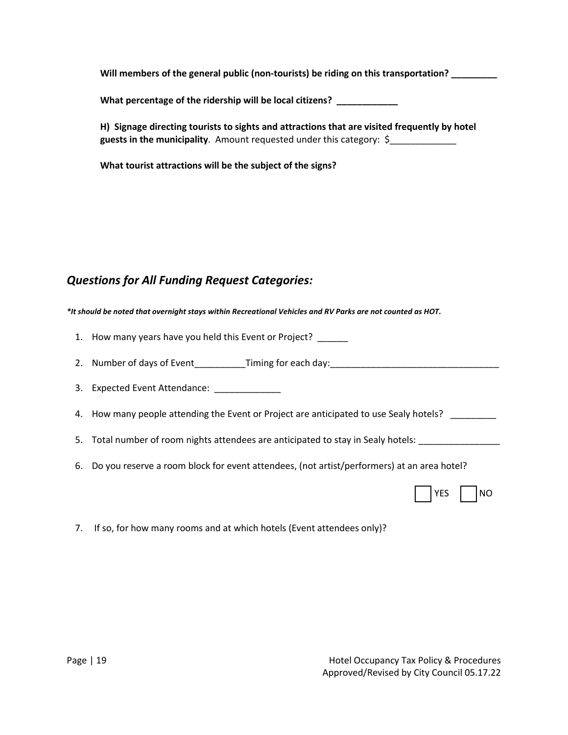**Will members of the general public (non-tourists) be riding on this transportation? _________**

**What percentage of the ridership will be local citizens? ____________**

**H) Signage directing tourists to sights and attractions that are visited frequently by hotel guests in the municipality**. Amount requested under this category: $_____________

**What tourist attractions will be the subject of the signs?**

## *Questions for All Funding Request Categories:*

***\*It should be noted that overnight stays within Recreational Vehicles and RV Parks are not counted as HOT.***

1. How many years have you held this Event or Project? ______
2. Number of days of Event__________Timing for each day:_________________________________
3. Expected Event Attendance: _____________
4. How many people attending the Event or Project are anticipated to use Sealy hotels? _________
5. Total number of room nights attendees are anticipated to stay in Sealy hotels: ________________
6. Do you reserve a room block for event attendees, (not artist/performers) at an area hotel?

   ☐ YES ☐ NO

7. If so, for how many rooms and at which hotels (Event attendees only)?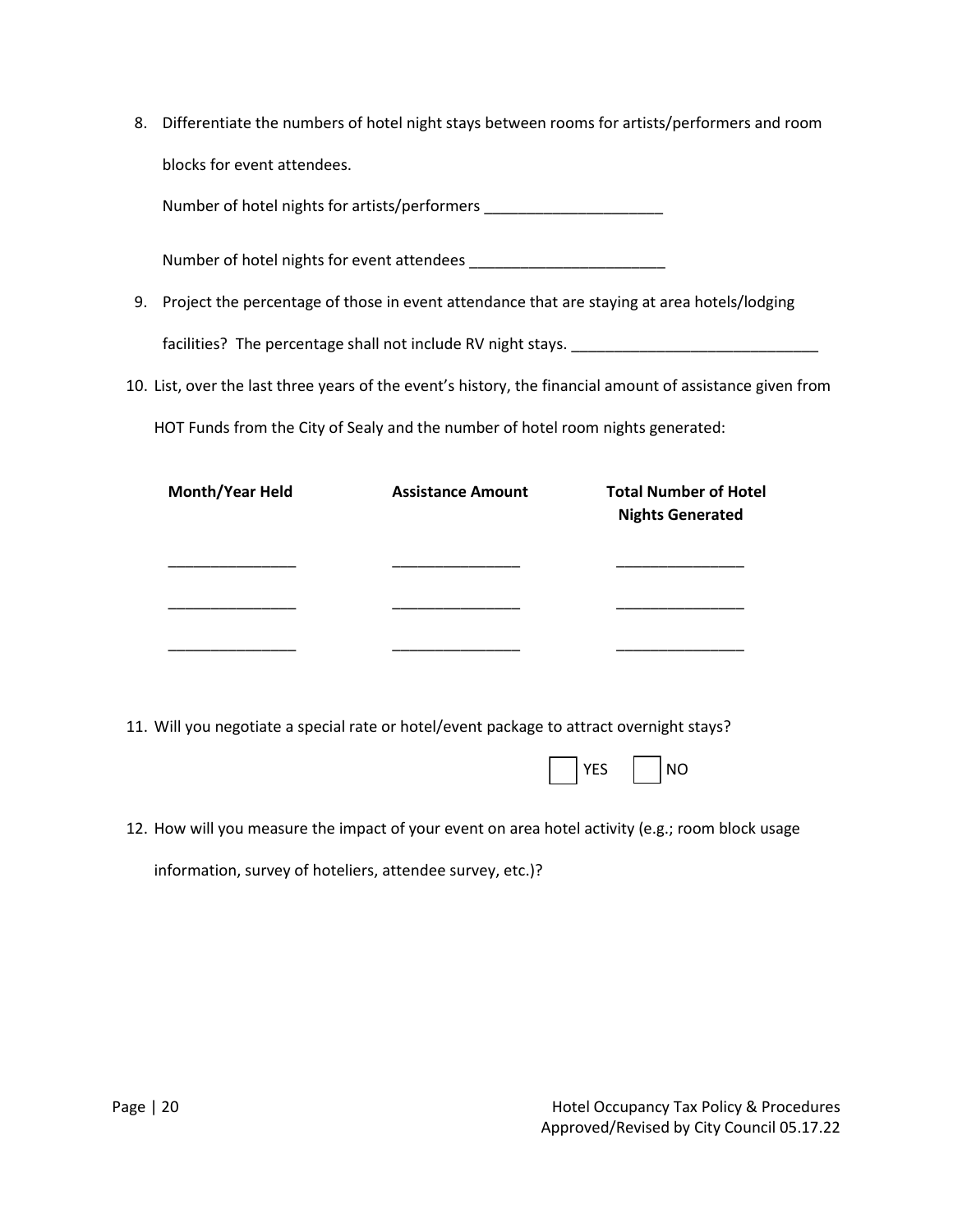8. Differentiate the numbers of hotel night stays between rooms for artists/performers and room blocks for event attendees.

   Number of hotel nights for artists/performers ____________________

   Number of hotel nights for event attendees ______________________

9. Project the percentage of those in event attendance that are staying at area hotels/lodging facilities? The percentage shall not include RV night stays. ___________________________

10. List, over the last three years of the event's history, the financial amount of assistance given from HOT Funds from the City of Sealy and the number of hotel room nights generated:

| **Month/Year Held** | **Assistance Amount** | **Total Number of Hotel Nights Generated** |
|---|---|---|
| _______________ | _______________ | _______________ |
| _______________ | _______________ | _______________ |
| _______________ | _______________ | _______________ |

11. Will you negotiate a special rate or hotel/event package to attract overnight stays?

    ☐ YES ☐ NO

12. How will you measure the impact of your event on area hotel activity (e.g.; room block usage information, survey of hoteliers, attendee survey, etc.)?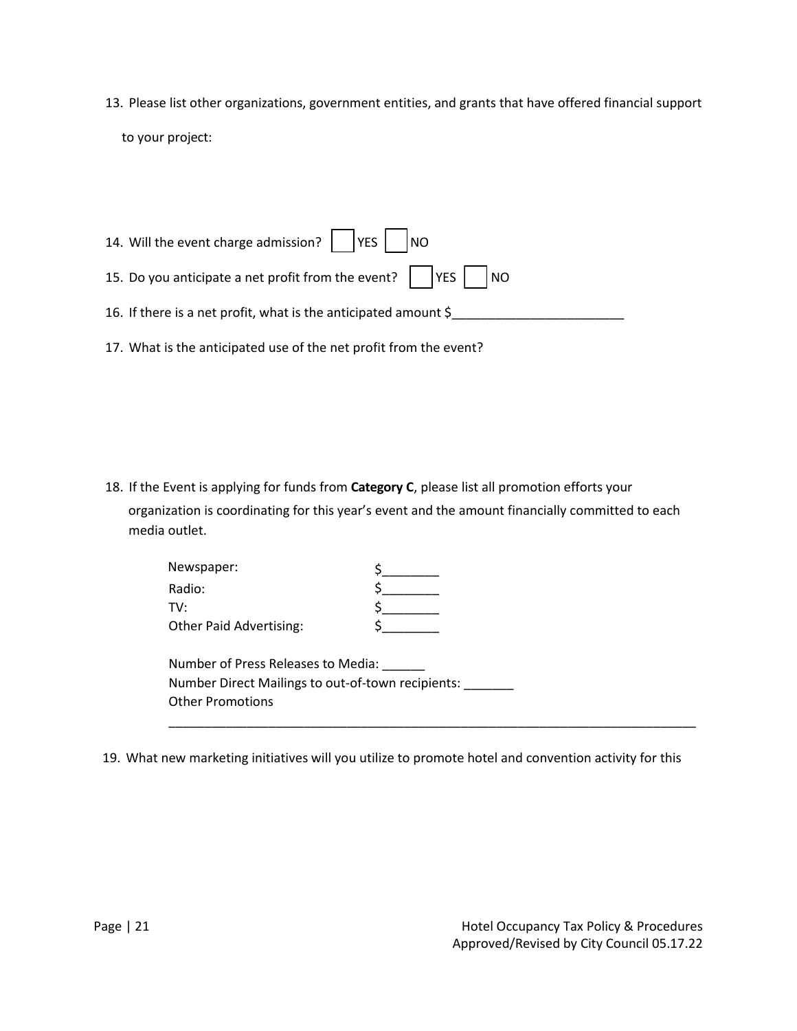13. Please list other organizations, government entities, and grants that have offered financial support to your project:

14. Will the event charge admission? ☐ YES ☐ NO

15. Do you anticipate a net profit from the event? ☐ YES ☐ NO

16. If there is a net profit, what is the anticipated amount $________________________

17. What is the anticipated use of the net profit from the event?

18. If the Event is applying for funds from **Category C**, please list all promotion efforts your organization is coordinating for this year's event and the amount financially committed to each media outlet.

| | |
|---|---|
| Newspaper: | $________ |
| Radio: | $________ |
| TV: | $________ |
| Other Paid Advertising: | $________ |

Number of Press Releases to Media: ______
Number Direct Mailings to out-of-town recipients: _______
Other Promotions
_____________________________________________________________________________

19. What new marketing initiatives will you utilize to promote hotel and convention activity for this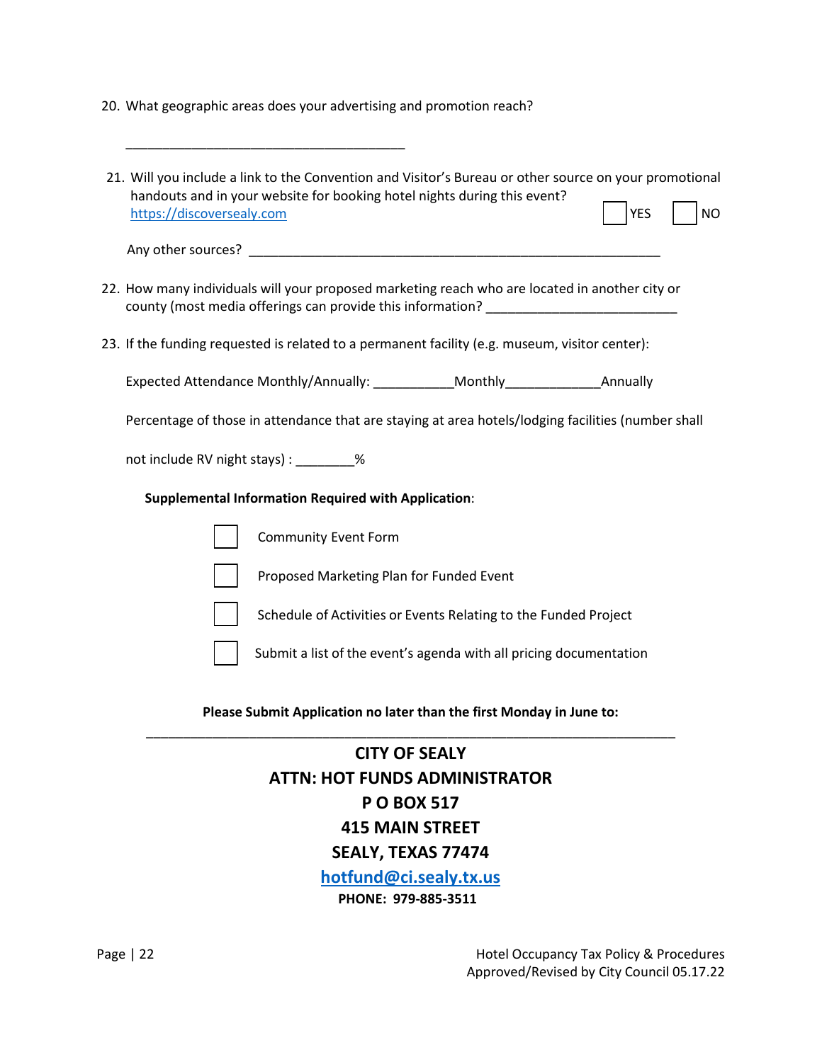20. What geographic areas does your advertising and promotion reach?

    ______________________________________

21. Will you include a link to the Convention and Visitor's Bureau or other source on your promotional handouts and in your website for booking hotel nights during this event? https://discoversealy.com ☐ YES ☐ NO

    Any other sources? ________________________________________________________

22. How many individuals will your proposed marketing reach who are located in another city or county (most media offerings can provide this information? _________________________

23. If the funding requested is related to a permanent facility (e.g. museum, visitor center):

    Expected Attendance Monthly/Annually: ___________Monthly_____________Annually

    Percentage of those in attendance that are staying at area hotels/lodging facilities (number shall not include RV night stays) : ________%

**Supplemental Information Required with Application**:

- ☐ Community Event Form
- ☐ Proposed Marketing Plan for Funded Event
- ☐ Schedule of Activities or Events Relating to the Funded Project
- ☐ Submit a list of the event's agenda with all pricing documentation

**Please Submit Application no later than the first Monday in June to:**

---

**CITY OF SEALY**
**ATTN: HOT FUNDS ADMINISTRATOR**
**P O BOX 517**
**415 MAIN STREET**
**SEALY, TEXAS 77474**
**hotfund@ci.sealy.tx.us**
**PHONE: 979-885-3511**

Hotel Occupancy Tax Policy & Procedures
Approved/Revised by City Council 05.17.22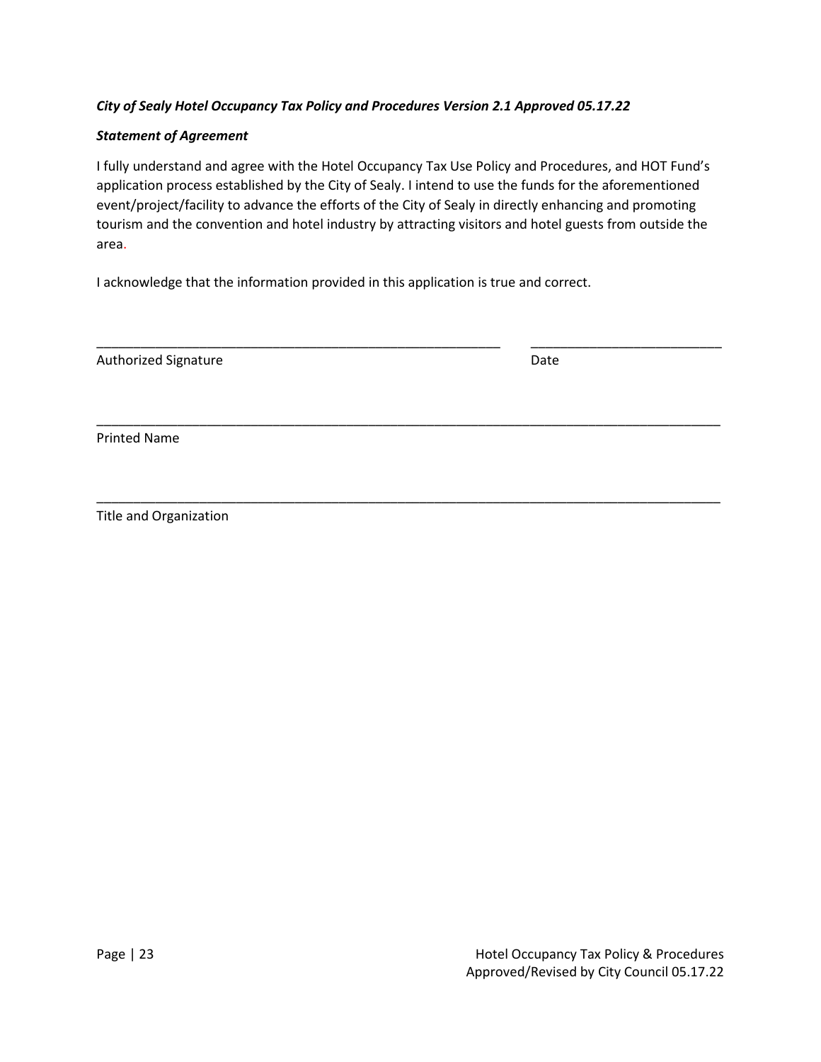***City of Sealy Hotel Occupancy Tax Policy and Procedures Version 2.1 Approved 05.17.22***

***Statement of Agreement***

I fully understand and agree with the Hotel Occupancy Tax Use Policy and Procedures, and HOT Fund's application process established by the City of Sealy. I intend to use the funds for the aforementioned event/project/facility to advance the efforts of the City of Sealy in directly enhancing and promoting tourism and the convention and hotel industry by attracting visitors and hotel guests from outside the area.

I acknowledge that the information provided in this application is true and correct.

\_\_\_\_\_\_\_\_\_\_\_\_\_\_\_\_\_\_\_\_\_\_\_\_\_\_\_\_\_\_\_\_\_\_\_\_\_\_\_\_\_\_\_\_\_\_\_\_\_\_\_\_\_\_\_\_ \_\_\_\_\_\_\_\_\_\_\_\_\_\_\_\_\_\_\_\_\_\_\_\_\_\_\_

Authorized Signature Date

\_\_\_\_\_\_\_\_\_\_\_\_\_\_\_\_\_\_\_\_\_\_\_\_\_\_\_\_\_\_\_\_\_\_\_\_\_\_\_\_\_\_\_\_\_\_\_\_\_\_\_\_\_\_\_\_\_\_\_\_\_\_\_\_\_\_\_\_\_\_\_\_\_\_\_\_\_\_\_\_\_\_\_\_\_\_

Printed Name

\_\_\_\_\_\_\_\_\_\_\_\_\_\_\_\_\_\_\_\_\_\_\_\_\_\_\_\_\_\_\_\_\_\_\_\_\_\_\_\_\_\_\_\_\_\_\_\_\_\_\_\_\_\_\_\_\_\_\_\_\_\_\_\_\_\_\_\_\_\_\_\_\_\_\_\_\_\_\_\_\_\_\_\_\_\_

Title and Organization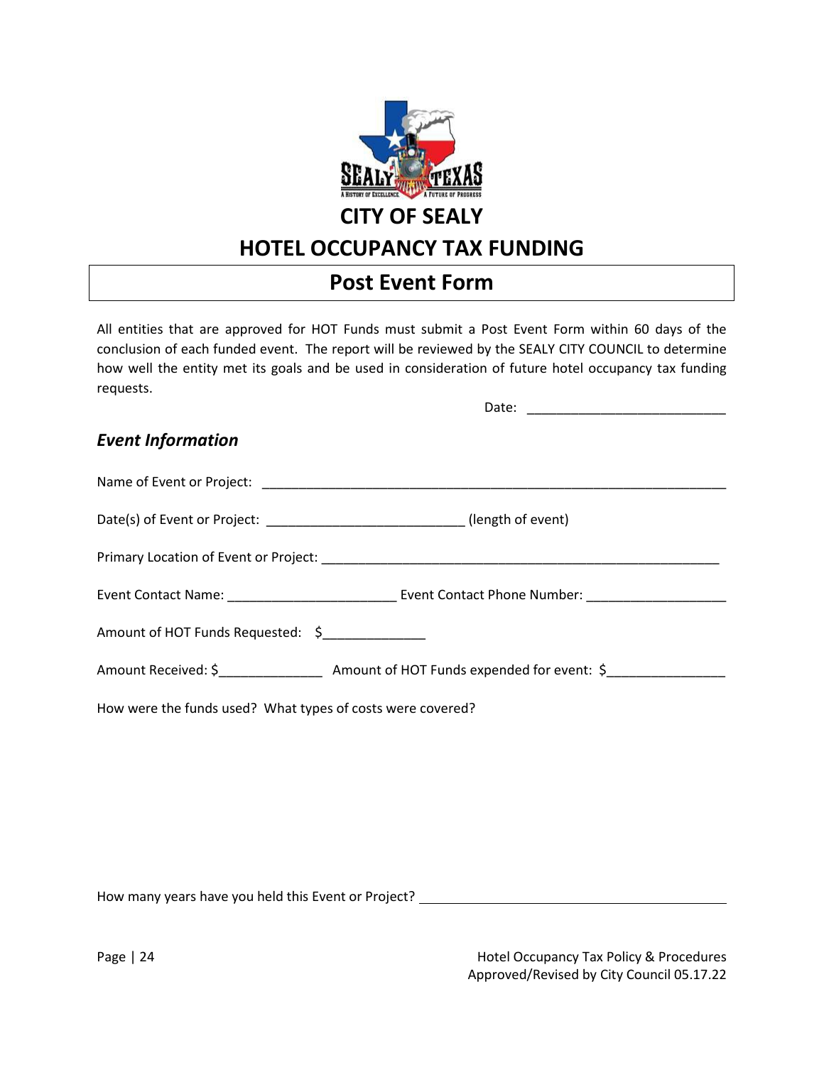# CITY OF SEALY

## HOTEL OCCUPANCY TAX FUNDING

## Post Event Form

All entities that are approved for HOT Funds must submit a Post Event Form within 60 days of the conclusion of each funded event. The report will be reviewed by the SEALY CITY COUNCIL to determine how well the entity met its goals and be used in consideration of future hotel occupancy tax funding requests.

Date: ___________________________

### *Event Information*

Name of Event or Project: ________________________________________________________________

Date(s) of Event or Project: ___________________________ (length of event)

Primary Location of Event or Project: _______________________________________________________

Event Contact Name: _______________________ Event Contact Phone Number: ___________________

Amount of HOT Funds Requested: $______________

Amount Received: $______________ Amount of HOT Funds expended for event: $________________

How were the funds used? What types of costs were covered?

How many years have you held this Event or Project? ___________________________________________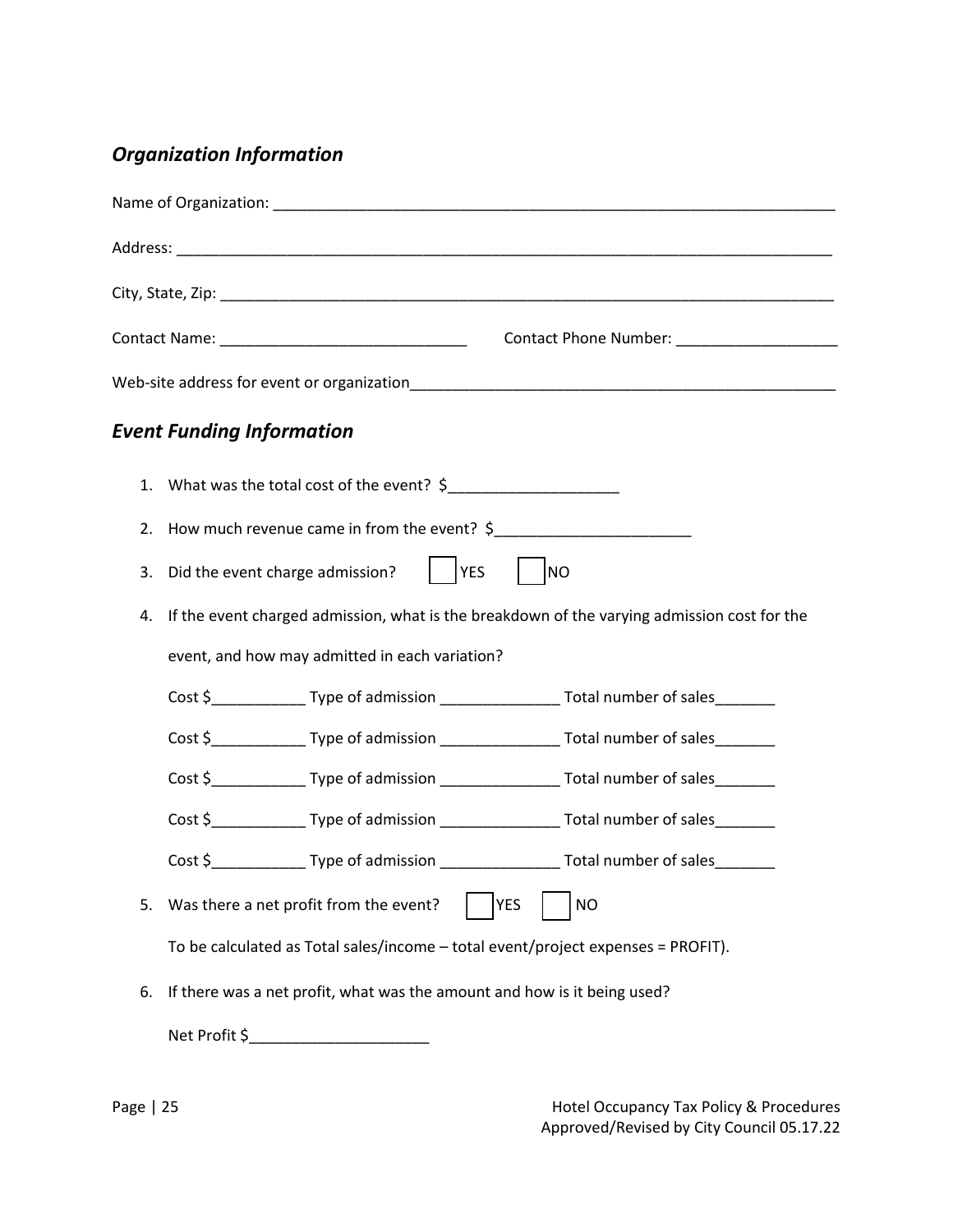## *Organization Information*

Name of Organization: ______________________________________________________________________

Address: ______________________________________________________________________________

City, State, Zip: _________________________________________________________________________

Contact Name: _____________________________ Contact Phone Number: ___________________

Web-site address for event or organization____________________________________________________

## *Event Funding Information*

1. What was the total cost of the event? $____________________
2. How much revenue came in from the event? $_______________________
3. Did the event charge admission? ☐ YES ☐ NO
4. If the event charged admission, what is the breakdown of the varying admission cost for the event, and how may admitted in each variation?

   Cost $___________ Type of admission ______________ Total number of sales_______

   Cost $___________ Type of admission ______________ Total number of sales_______

   Cost $___________ Type of admission ______________ Total number of sales_______

   Cost $___________ Type of admission ______________ Total number of sales_______

   Cost $___________ Type of admission ______________ Total number of sales_______

5. Was there a net profit from the event? ☐ YES ☐ NO

   To be calculated as Total sales/income – total event/project expenses = PROFIT).

6. If there was a net profit, what was the amount and how is it being used?

   Net Profit $_____________________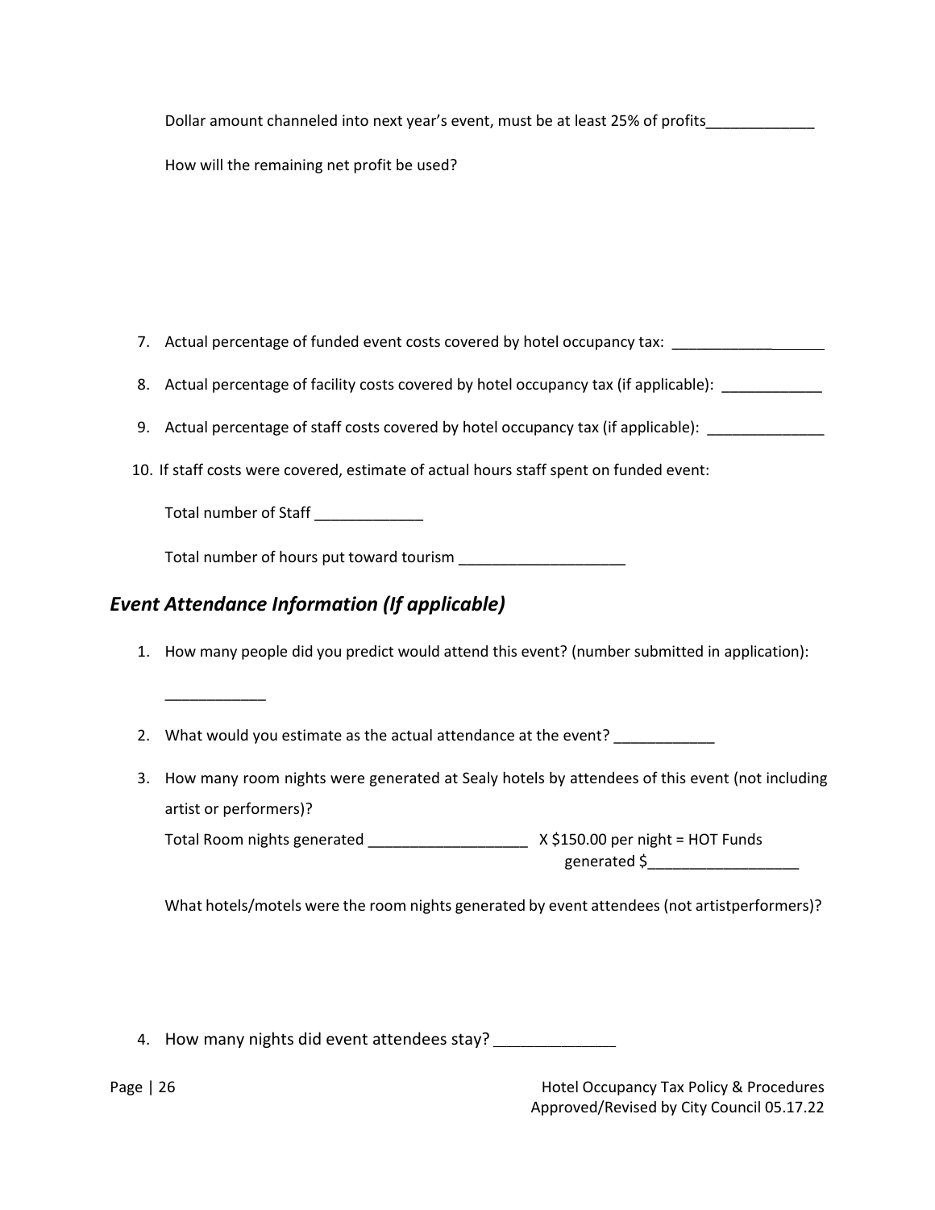Dollar amount channeled into next year's event, must be at least 25% of profits_____________

How will the remaining net profit be used?

7. Actual percentage of funded event costs covered by hotel occupancy tax: ___________________

8. Actual percentage of facility costs covered by hotel occupancy tax (if applicable): ____________

9. Actual percentage of staff costs covered by hotel occupancy tax (if applicable): ______________

10. If staff costs were covered, estimate of actual hours staff spent on funded event:

    Total number of Staff _____________

    Total number of hours put toward tourism ____________________

## *Event Attendance Information (If applicable)*

1. How many people did you predict would attend this event? (number submitted in application):

   ____________

2. What would you estimate as the actual attendance at the event? ____________

3. How many room nights were generated at Sealy hotels by attendees of this event (not including artist or performers)?

   Total Room nights generated ___________________ X $150.00 per night = HOT Funds generated $__________________

   What hotels/motels were the room nights generated by event attendees (not artistperformers)?

4. How many nights did event attendees stay? ______________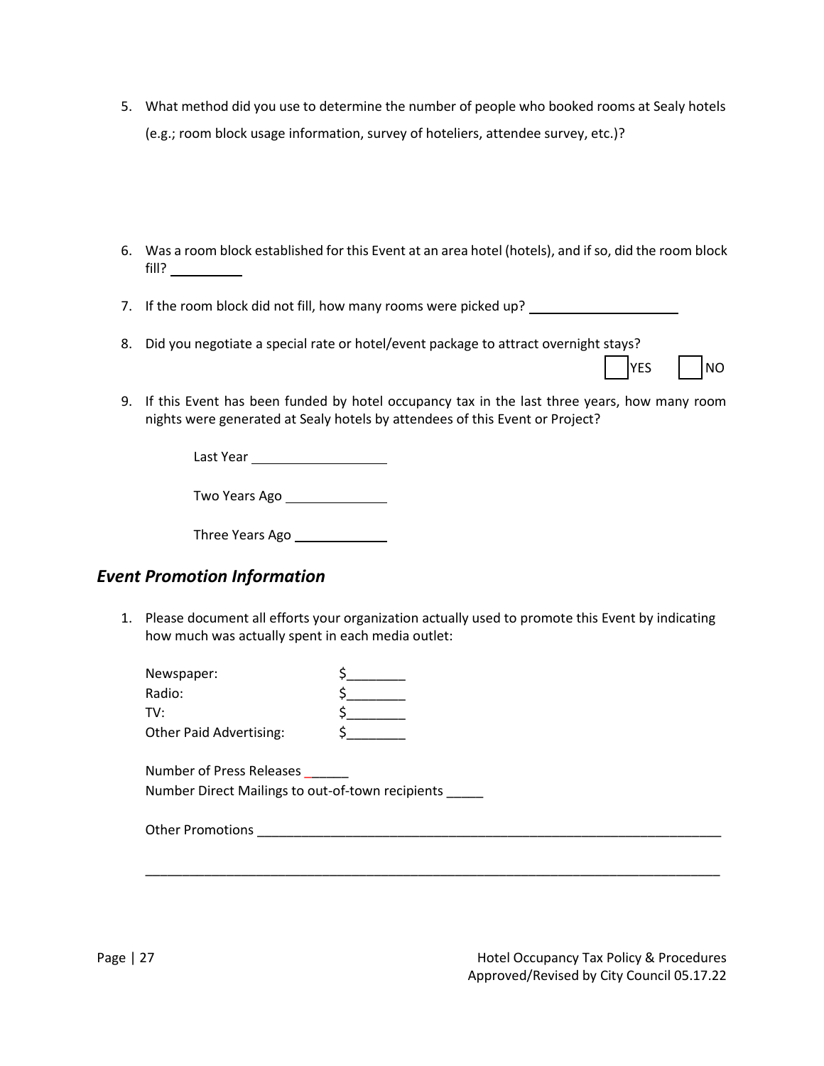5. What method did you use to determine the number of people who booked rooms at Sealy hotels (e.g.; room block usage information, survey of hoteliers, attendee survey, etc.)?

6. Was a room block established for this Event at an area hotel (hotels), and if so, did the room block fill? __________

7. If the room block did not fill, how many rooms were picked up? ____________________

8. Did you negotiate a special rate or hotel/event package to attract overnight stays?

   ☐ YES ☐ NO

9. If this Event has been funded by hotel occupancy tax in the last three years, how many room nights were generated at Sealy hotels by attendees of this Event or Project?

   Last Year __________________

   Two Years Ago ______________

   Three Years Ago _____________

## *Event Promotion Information*

1. Please document all efforts your organization actually used to promote this Event by indicating how much was actually spent in each media outlet:

   Newspaper: $________
   Radio: $________
   TV: $________
   Other Paid Advertising: $________

   Number of Press Releases ______
   Number Direct Mailings to out-of-town recipients _____

   Other Promotions ________________________________________________________________

   ________________________________________________________________________________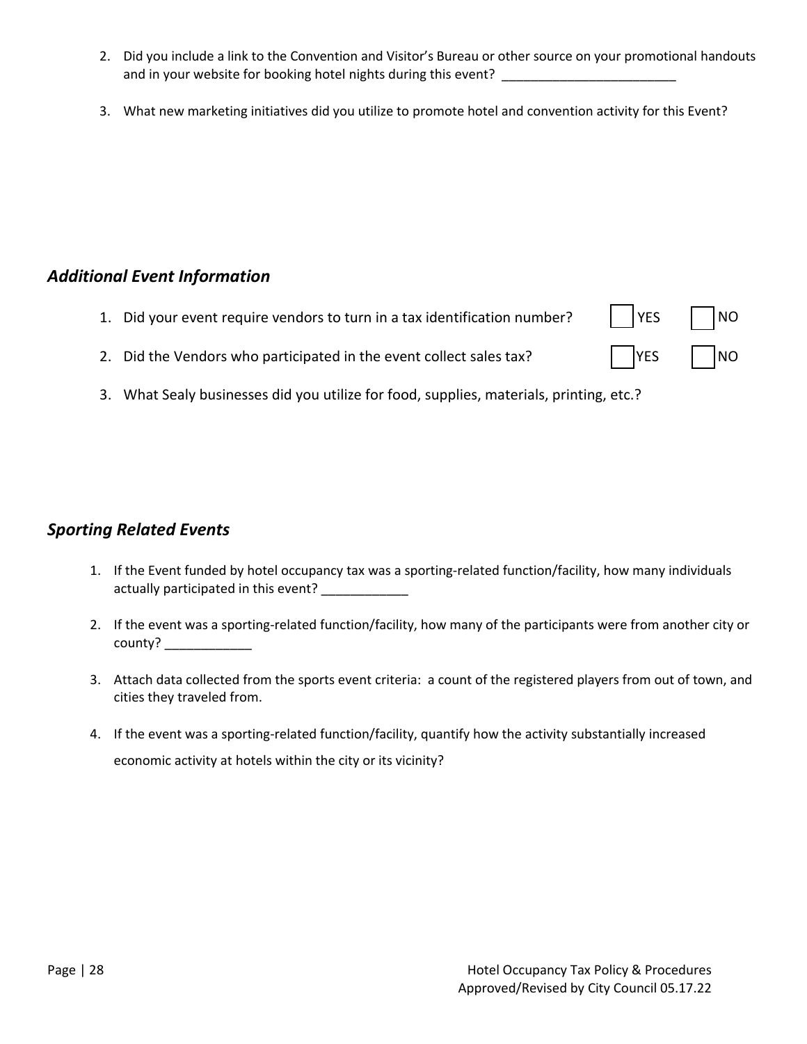2. Did you include a link to the Convention and Visitor's Bureau or other source on your promotional handouts and in your website for booking hotel nights during this event? ________________________

3. What new marketing initiatives did you utilize to promote hotel and convention activity for this Event?

## *Additional Event Information*

1. Did your event require vendors to turn in a tax identification number? ☐ YES ☐ NO

2. Did the Vendors who participated in the event collect sales tax? ☐ YES ☐ NO

3. What Sealy businesses did you utilize for food, supplies, materials, printing, etc.?

## *Sporting Related Events*

1. If the Event funded by hotel occupancy tax was a sporting-related function/facility, how many individuals actually participated in this event? ____________

2. If the event was a sporting-related function/facility, how many of the participants were from another city or county? ____________

3. Attach data collected from the sports event criteria: a count of the registered players from out of town, and cities they traveled from.

4. If the event was a sporting-related function/facility, quantify how the activity substantially increased economic activity at hotels within the city or its vicinity?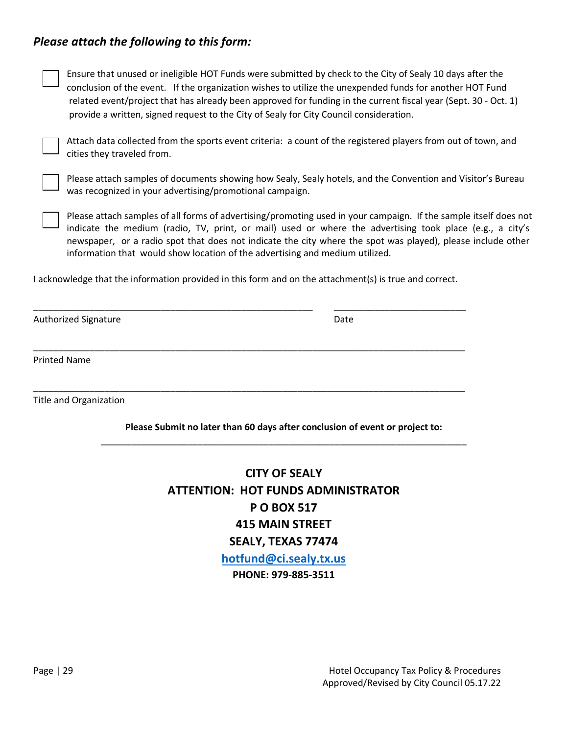### *Please attach the following to this form:*

- [ ] Ensure that unused or ineligible HOT Funds were submitted by check to the City of Sealy 10 days after the conclusion of the event. If the organization wishes to utilize the unexpended funds for another HOT Fund related event/project that has already been approved for funding in the current fiscal year (Sept. 30 - Oct. 1) provide a written, signed request to the City of Sealy for City Council consideration.
- [ ] Attach data collected from the sports event criteria: a count of the registered players from out of town, and cities they traveled from.
- [ ] Please attach samples of documents showing how Sealy, Sealy hotels, and the Convention and Visitor's Bureau was recognized in your advertising/promotional campaign.
- [ ] Please attach samples of all forms of advertising/promoting used in your campaign. If the sample itself does not indicate the medium (radio, TV, print, or mail) used or where the advertising took place (e.g., a city's newspaper, or a radio spot that does not indicate the city where the spot was played), please include other information that would show location of the advertising and medium utilized.

I acknowledge that the information provided in this form and on the attachment(s) is true and correct.

\_\_\_\_\_\_\_\_\_\_\_\_\_\_\_\_\_\_\_\_\_\_\_\_\_\_\_\_\_\_\_\_\_\_\_\_\_\_\_\_\_\_\_\_ \_\_\_\_\_\_\_\_\_\_\_\_\_\_\_\_\_\_\_\_\_\_\_\_

Authorized Signature Date

\_\_\_\_\_\_\_\_\_\_\_\_\_\_\_\_\_\_\_\_\_\_\_\_\_\_\_\_\_\_\_\_\_\_\_\_\_\_\_\_\_\_\_\_\_\_\_\_\_\_\_\_\_\_\_\_\_\_\_\_\_\_\_\_\_\_\_\_

Printed Name

\_\_\_\_\_\_\_\_\_\_\_\_\_\_\_\_\_\_\_\_\_\_\_\_\_\_\_\_\_\_\_\_\_\_\_\_\_\_\_\_\_\_\_\_\_\_\_\_\_\_\_\_\_\_\_\_\_\_\_\_\_\_\_\_\_\_\_\_

Title and Organization

**Please Submit no later than 60 days after conclusion of event or project to:**

**CITY OF SEALY**
**ATTENTION: HOT FUNDS ADMINISTRATOR**
**P O BOX 517**
**415 MAIN STREET**
**SEALY, TEXAS 77474**
**hotfund@ci.sealy.tx.us**
**PHONE: 979-885-3511**